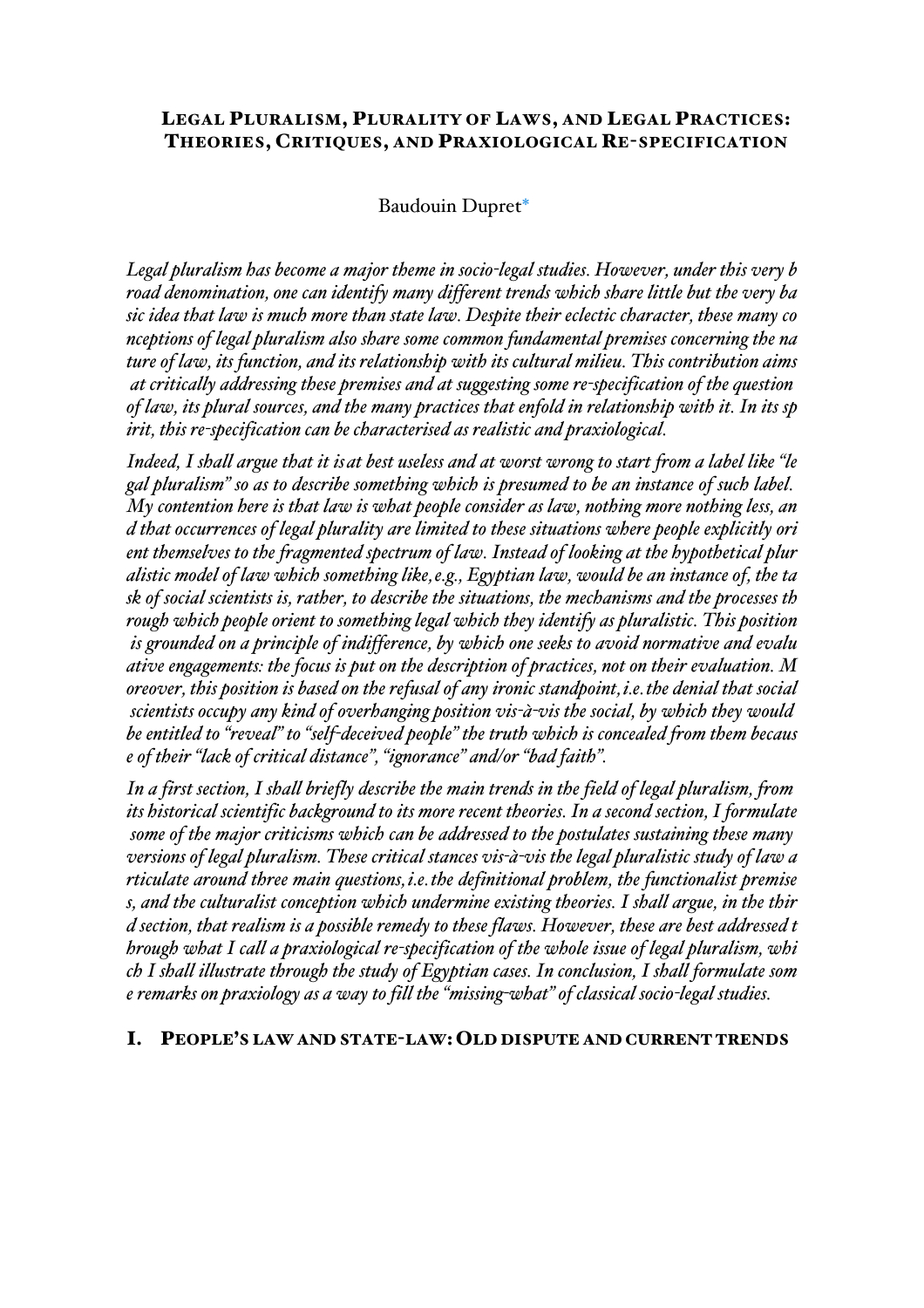# Legal Pluralism, Plurality of Laws, and Legal Practices: Theories, Critiques, and Praxiological Re-specification

Baudouin Dupret*

*Legal pluralism has become a major theme in socio-legal studies. However, under this very broad denomination, one can identify many different trends which share little but the very basic idea that law is much more than state law. Despite their eclectic character, these many conceptions of legal pluralism also share some common fundamental premises concerning the nature of law, its function, and its relationship with its cultural milieu. This contribution aims at critically addressing these premises and at suggesting some re-specification of the question of law, its plural sources, and the many practices that enfold in relationship with it. In its spirit, this re-specification can be characterised as realistic and praxiological.*

*Indeed, I shall argue that it is at best useless and at worst wrong to start from a label like "legal pluralism" so as to describe something which is presumed to be an instance of such label. My contention here is that law is what people consider as law, nothing more nothing less, and that occurrences of legal plurality are limited to these situations where people explicitly orient themselves to the fragmented spectrum of law. Instead of looking at the hypothetical pluralistic model of law which something like, e.g., Egyptian law, would be an instance of, the task of social scientists is, rather, to describe the situations, the mechanisms and the processes through which people orient to something legal which they identify as pluralistic. This position is grounded on a principle of indifference, by which one seeks to avoid normative and evaluative engagements: the focus is put on the description of practices, not on their evaluation. Moreover, this position is based on the refusal of any ironic standpoint, i.e. the denial that social scientists occupy any kind of overhanging position vis-à-vis the social, by which they would be entitled to "reveal" to "self-deceived people" the truth which is concealed from them because of their "lack of critical distance", "ignorance" and/or "bad faith".*

*In a first section, I shall briefly describe the main trends in the field of legal pluralism, from its historical scientific background to its more recent theories. In a second section, I formulate some of the major criticisms which can be addressed to the postulates sustaining these many versions of legal pluralism. These critical stances vis-à-vis the legal pluralistic study of law articulate around three main questions, i.e. the definitional problem, the functionalist premises, and the culturalist conception which undermine existing theories. I shall argue, in the third section, that realism is a possible remedy to these flaws. However, these are best addressed through what I call a praxiological re-specification of the whole issue of legal pluralism, which I shall illustrate through the study of Egyptian cases. In conclusion, I shall formulate some remarks on praxiology as a way to fill the "missing-what" of classical socio-legal studies.*

## I. People's law and state-law: Old dispute and current trends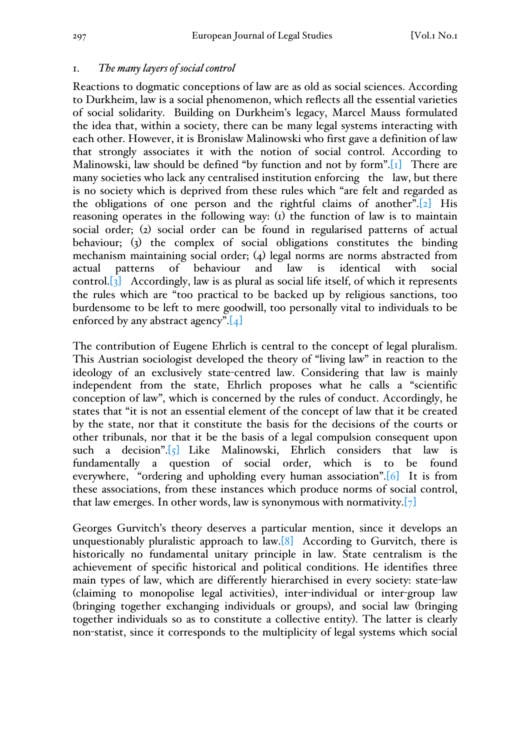## 1. *The many layers of social control*

Reactions to dogmatic conceptions of law are as old as social sciences. According to Durkheim, law is a social phenomenon, which reflects all the essential varieties of social solidarity. Building on Durkheim's legacy, Marcel Mauss formulated the idea that, within a society, there can be many legal systems interacting with each other. However, it is Bronislaw Malinowski who first gave a definition of law that strongly associates it with the notion of social control. According to Malinowski, law should be defined "by function and not by form".[1] There are many societies who lack any centralised institution enforcing the law, but there is no society which is deprived from these rules which "are felt and regarded as the obligations of one person and the rightful claims of another".[2] His reasoning operates in the following way: (1) the function of law is to maintain social order; (2) social order can be found in regularised patterns of actual behaviour; (3) the complex of social obligations constitutes the binding mechanism maintaining social order; (4) legal norms are norms abstracted from actual patterns of behaviour and law is identical with social control.[3] Accordingly, law is as plural as social life itself, of which it represents the rules which are "too practical to be backed up by religious sanctions, too burdensome to be left to mere goodwill, too personally vital to individuals to be enforced by any abstract agency".[4]

The contribution of Eugene Ehrlich is central to the concept of legal pluralism. This Austrian sociologist developed the theory of "living law" in reaction to the ideology of an exclusively state-centred law. Considering that law is mainly independent from the state, Ehrlich proposes what he calls a "scientific conception of law", which is concerned by the rules of conduct. Accordingly, he states that "it is not an essential element of the concept of law that it be created by the state, nor that it constitute the basis for the decisions of the courts or other tribunals, nor that it be the basis of a legal compulsion consequent upon such a decision".[5] Like Malinowski, Ehrlich considers that law is fundamentally a question of social order, which is to be found everywhere, "ordering and upholding every human association".[6] It is from these associations, from these instances which produce norms of social control, that law emerges. In other words, law is synonymous with normativity.[7]

Georges Gurvitch's theory deserves a particular mention, since it develops an unquestionably pluralistic approach to law.[8] According to Gurvitch, there is historically no fundamental unitary principle in law. State centralism is the achievement of specific historical and political conditions. He identifies three main types of law, which are differently hierarchised in every society: state-law (claiming to monopolise legal activities), inter-individual or inter-group law (bringing together exchanging individuals or groups), and social law (bringing together individuals so as to constitute a collective entity). The latter is clearly non-statist, since it corresponds to the multiplicity of legal systems which social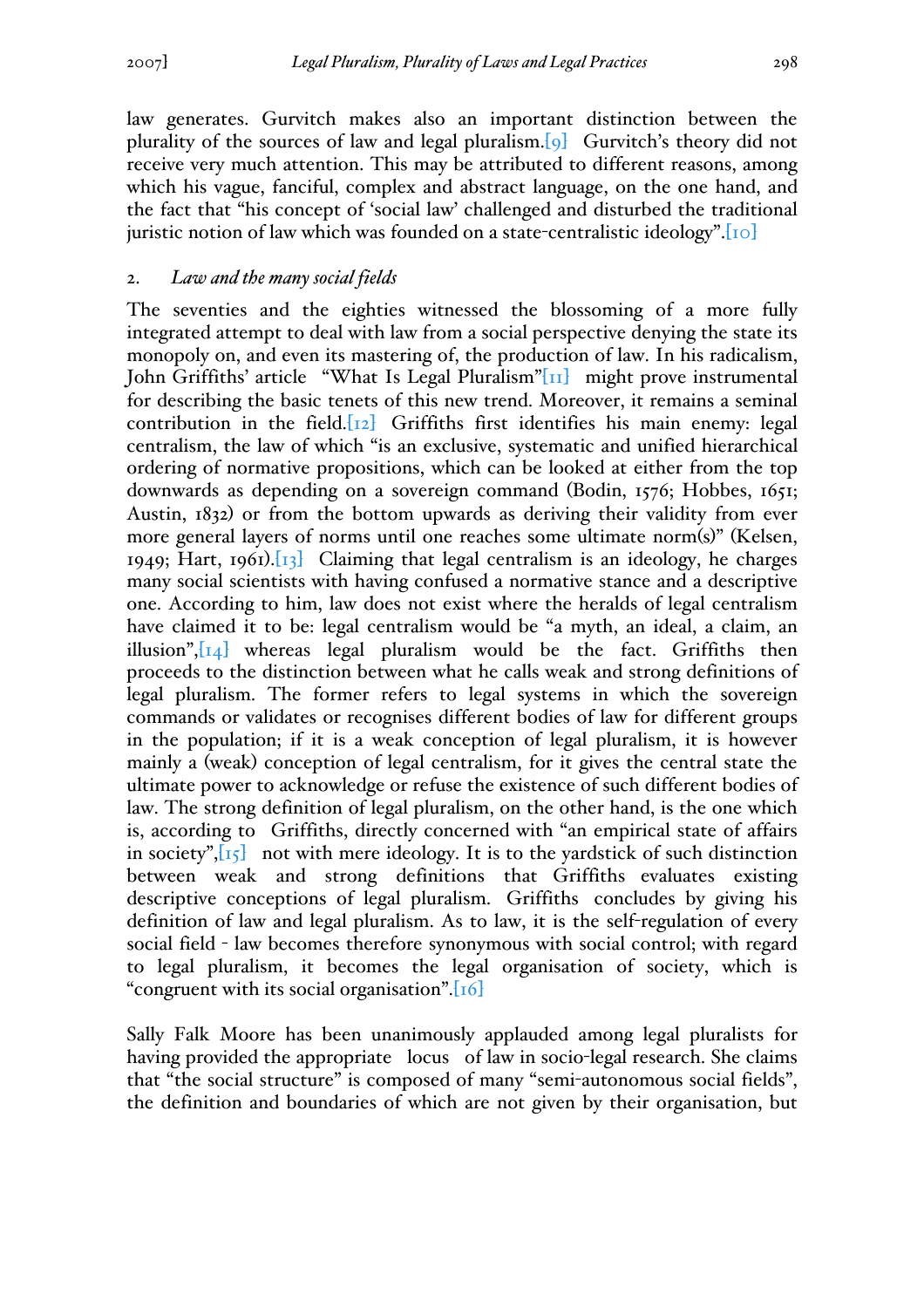law generates. Gurvitch makes also an important distinction between the plurality of the sources of law and legal pluralism.[9] Gurvitch's theory did not receive very much attention. This may be attributed to different reasons, among which his vague, fanciful, complex and abstract language, on the one hand, and the fact that "his concept of 'social law' challenged and disturbed the traditional juristic notion of law which was founded on a state-centralistic ideology".[10]

## 2. *Law and the many social fields*

The seventies and the eighties witnessed the blossoming of a more fully integrated attempt to deal with law from a social perspective denying the state its monopoly on, and even its mastering of, the production of law. In his radicalism, John Griffiths' article "What Is Legal Pluralism"[11] might prove instrumental for describing the basic tenets of this new trend. Moreover, it remains a seminal contribution in the field.[12] Griffiths first identifies his main enemy: legal centralism, the law of which "is an exclusive, systematic and unified hierarchical ordering of normative propositions, which can be looked at either from the top downwards as depending on a sovereign command (Bodin, 1576; Hobbes, 1651; Austin, 1832) or from the bottom upwards as deriving their validity from ever more general layers of norms until one reaches some ultimate norm(s)" (Kelsen, 1949; Hart, 1961).[13] Claiming that legal centralism is an ideology, he charges many social scientists with having confused a normative stance and a descriptive one. According to him, law does not exist where the heralds of legal centralism have claimed it to be: legal centralism would be "a myth, an ideal, a claim, an illusion",[14] whereas legal pluralism would be the fact. Griffiths then proceeds to the distinction between what he calls weak and strong definitions of legal pluralism. The former refers to legal systems in which the sovereign commands or validates or recognises different bodies of law for different groups in the population; if it is a weak conception of legal pluralism, it is however mainly a (weak) conception of legal centralism, for it gives the central state the ultimate power to acknowledge or refuse the existence of such different bodies of law. The strong definition of legal pluralism, on the other hand, is the one which is, according to Griffiths, directly concerned with "an empirical state of affairs in society",[15] not with mere ideology. It is to the yardstick of such distinction between weak and strong definitions that Griffiths evaluates existing descriptive conceptions of legal pluralism. Griffiths concludes by giving his definition of law and legal pluralism. As to law, it is the self-regulation of every social field - law becomes therefore synonymous with social control; with regard to legal pluralism, it becomes the legal organisation of society, which is "congruent with its social organisation".[16]

Sally Falk Moore has been unanimously applauded among legal pluralists for having provided the appropriate locus of law in socio-legal research. She claims that "the social structure" is composed of many "semi-autonomous social fields", the definition and boundaries of which are not given by their organisation, but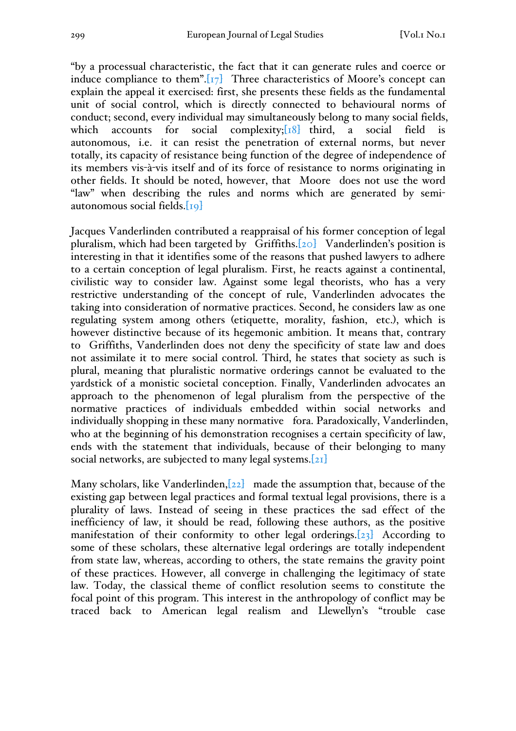"by a processual characteristic, the fact that it can generate rules and coerce or induce compliance to them".[17] Three characteristics of Moore's concept can explain the appeal it exercised: first, she presents these fields as the fundamental unit of social control, which is directly connected to behavioural norms of conduct; second, every individual may simultaneously belong to many social fields, which accounts for social complexity;[18] third, a social field is autonomous, i.e. it can resist the penetration of external norms, but never totally, its capacity of resistance being function of the degree of independence of its members vis-à-vis itself and of its force of resistance to norms originating in other fields. It should be noted, however, that Moore does not use the word "law" when describing the rules and norms which are generated by semi-autonomous social fields.[19]

Jacques Vanderlinden contributed a reappraisal of his former conception of legal pluralism, which had been targeted by Griffiths.[20] Vanderlinden's position is interesting in that it identifies some of the reasons that pushed lawyers to adhere to a certain conception of legal pluralism. First, he reacts against a continental, civilistic way to consider law. Against some legal theorists, who has a very restrictive understanding of the concept of rule, Vanderlinden advocates the taking into consideration of normative practices. Second, he considers law as one regulating system among others (etiquette, morality, fashion, etc.), which is however distinctive because of its hegemonic ambition. It means that, contrary to Griffiths, Vanderlinden does not deny the specificity of state law and does not assimilate it to mere social control. Third, he states that society as such is plural, meaning that pluralistic normative orderings cannot be evaluated to the yardstick of a monistic societal conception. Finally, Vanderlinden advocates an approach to the phenomenon of legal pluralism from the perspective of the normative practices of individuals embedded within social networks and individually shopping in these many normative fora. Paradoxically, Vanderlinden, who at the beginning of his demonstration recognises a certain specificity of law, ends with the statement that individuals, because of their belonging to many social networks, are subjected to many legal systems.[21]

Many scholars, like Vanderlinden,[22] made the assumption that, because of the existing gap between legal practices and formal textual legal provisions, there is a plurality of laws. Instead of seeing in these practices the sad effect of the inefficiency of law, it should be read, following these authors, as the positive manifestation of their conformity to other legal orderings.[23] According to some of these scholars, these alternative legal orderings are totally independent from state law, whereas, according to others, the state remains the gravity point of these practices. However, all converge in challenging the legitimacy of state law. Today, the classical theme of conflict resolution seems to constitute the focal point of this program. This interest in the anthropology of conflict may be traced back to American legal realism and Llewellyn's "trouble case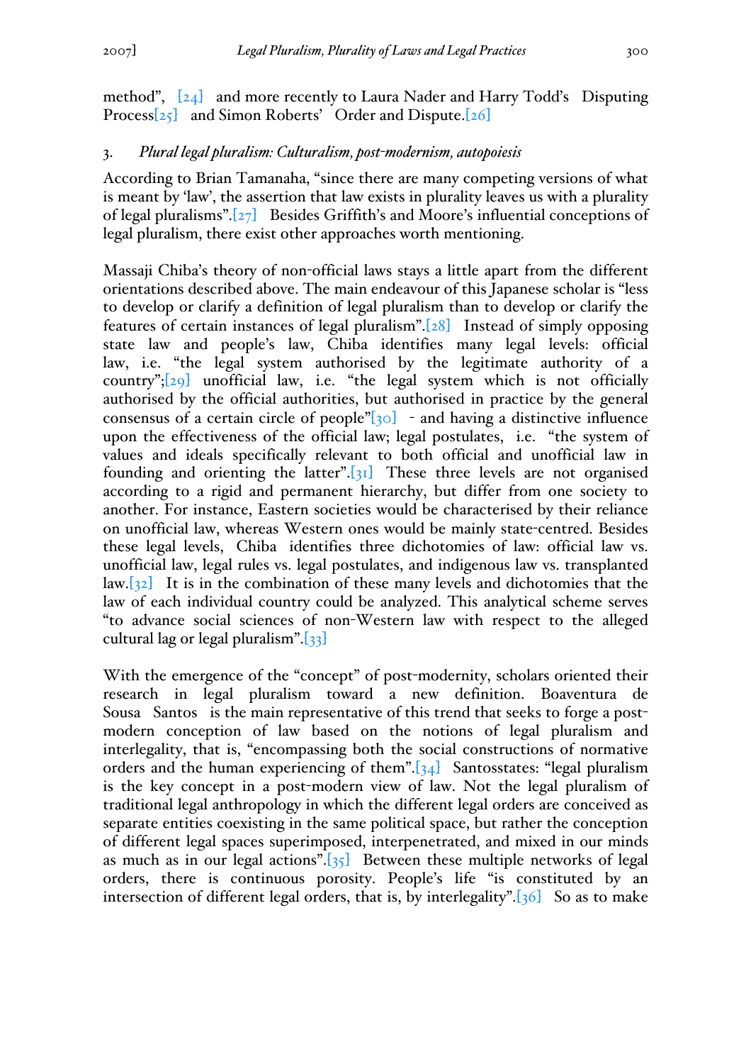method", [24] and more recently to Laura Nader and Harry Todd's Disputing Process[25] and Simon Roberts' Order and Dispute.[26]

### 3. *Plural legal pluralism: Culturalism, post-modernism, autopoiesis*

According to Brian Tamanaha, "since there are many competing versions of what is meant by 'law', the assertion that law exists in plurality leaves us with a plurality of legal pluralisms".[27] Besides Griffith's and Moore's influential conceptions of legal pluralism, there exist other approaches worth mentioning.

Massaji Chiba's theory of non-official laws stays a little apart from the different orientations described above. The main endeavour of this Japanese scholar is "less to develop or clarify a definition of legal pluralism than to develop or clarify the features of certain instances of legal pluralism".[28] Instead of simply opposing state law and people's law, Chiba identifies many legal levels: official law, i.e. "the legal system authorised by the legitimate authority of a country";[29] unofficial law, i.e. "the legal system which is not officially authorised by the official authorities, but authorised in practice by the general consensus of a certain circle of people"[30] - and having a distinctive influence upon the effectiveness of the official law; legal postulates, i.e. "the system of values and ideals specifically relevant to both official and unofficial law in founding and orienting the latter".[31] These three levels are not organised according to a rigid and permanent hierarchy, but differ from one society to another. For instance, Eastern societies would be characterised by their reliance on unofficial law, whereas Western ones would be mainly state-centred. Besides these legal levels, Chiba identifies three dichotomies of law: official law vs. unofficial law, legal rules vs. legal postulates, and indigenous law vs. transplanted law.[32] It is in the combination of these many levels and dichotomies that the law of each individual country could be analyzed. This analytical scheme serves "to advance social sciences of non-Western law with respect to the alleged cultural lag or legal pluralism".[33]

With the emergence of the "concept" of post-modernity, scholars oriented their research in legal pluralism toward a new definition. Boaventura de Sousa Santos is the main representative of this trend that seeks to forge a post-modern conception of law based on the notions of legal pluralism and interlegality, that is, "encompassing both the social constructions of normative orders and the human experiencing of them".[34] Santosstates: "legal pluralism is the key concept in a post-modern view of law. Not the legal pluralism of traditional legal anthropology in which the different legal orders are conceived as separate entities coexisting in the same political space, but rather the conception of different legal spaces superimposed, interpenetrated, and mixed in our minds as much as in our legal actions".[35] Between these multiple networks of legal orders, there is continuous porosity. People's life "is constituted by an intersection of different legal orders, that is, by interlegality".[36] So as to make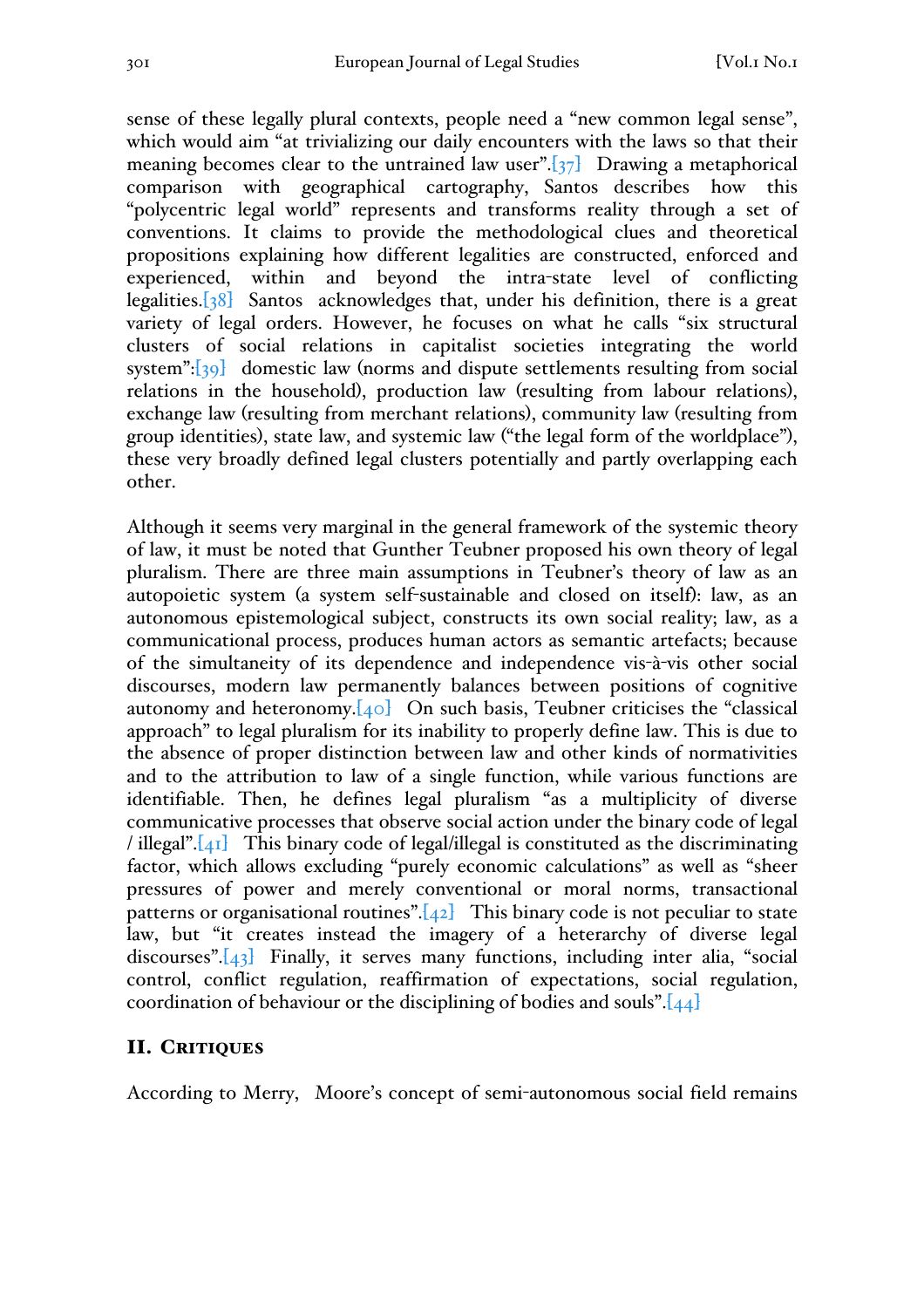sense of these legally plural contexts, people need a "new common legal sense", which would aim "at trivializing our daily encounters with the laws so that their meaning becomes clear to the untrained law user".[37] Drawing a metaphorical comparison with geographical cartography, Santos describes how this "polycentric legal world" represents and transforms reality through a set of conventions. It claims to provide the methodological clues and theoretical propositions explaining how different legalities are constructed, enforced and experienced, within and beyond the intra-state level of conflicting legalities.[38] Santos acknowledges that, under his definition, there is a great variety of legal orders. However, he focuses on what he calls "six structural clusters of social relations in capitalist societies integrating the world system":[39] domestic law (norms and dispute settlements resulting from social relations in the household), production law (resulting from labour relations), exchange law (resulting from merchant relations), community law (resulting from group identities), state law, and systemic law ("the legal form of the worldplace"), these very broadly defined legal clusters potentially and partly overlapping each other.

Although it seems very marginal in the general framework of the systemic theory of law, it must be noted that Gunther Teubner proposed his own theory of legal pluralism. There are three main assumptions in Teubner's theory of law as an autopoietic system (a system self-sustainable and closed on itself): law, as an autonomous epistemological subject, constructs its own social reality; law, as a communicational process, produces human actors as semantic artefacts; because of the simultaneity of its dependence and independence vis-à-vis other social discourses, modern law permanently balances between positions of cognitive autonomy and heteronomy.[40] On such basis, Teubner criticises the "classical approach" to legal pluralism for its inability to properly define law. This is due to the absence of proper distinction between law and other kinds of normativities and to the attribution to law of a single function, while various functions are identifiable. Then, he defines legal pluralism "as a multiplicity of diverse communicative processes that observe social action under the binary code of legal / illegal".[41] This binary code of legal/illegal is constituted as the discriminating factor, which allows excluding "purely economic calculations" as well as "sheer pressures of power and merely conventional or moral norms, transactional patterns or organisational routines".[42] This binary code is not peculiar to state law, but "it creates instead the imagery of a heterarchy of diverse legal discourses".[43] Finally, it serves many functions, including inter alia, "social control, conflict regulation, reaffirmation of expectations, social regulation, coordination of behaviour or the disciplining of bodies and souls".[44]

## II. Critiques

According to Merry, Moore's concept of semi-autonomous social field remains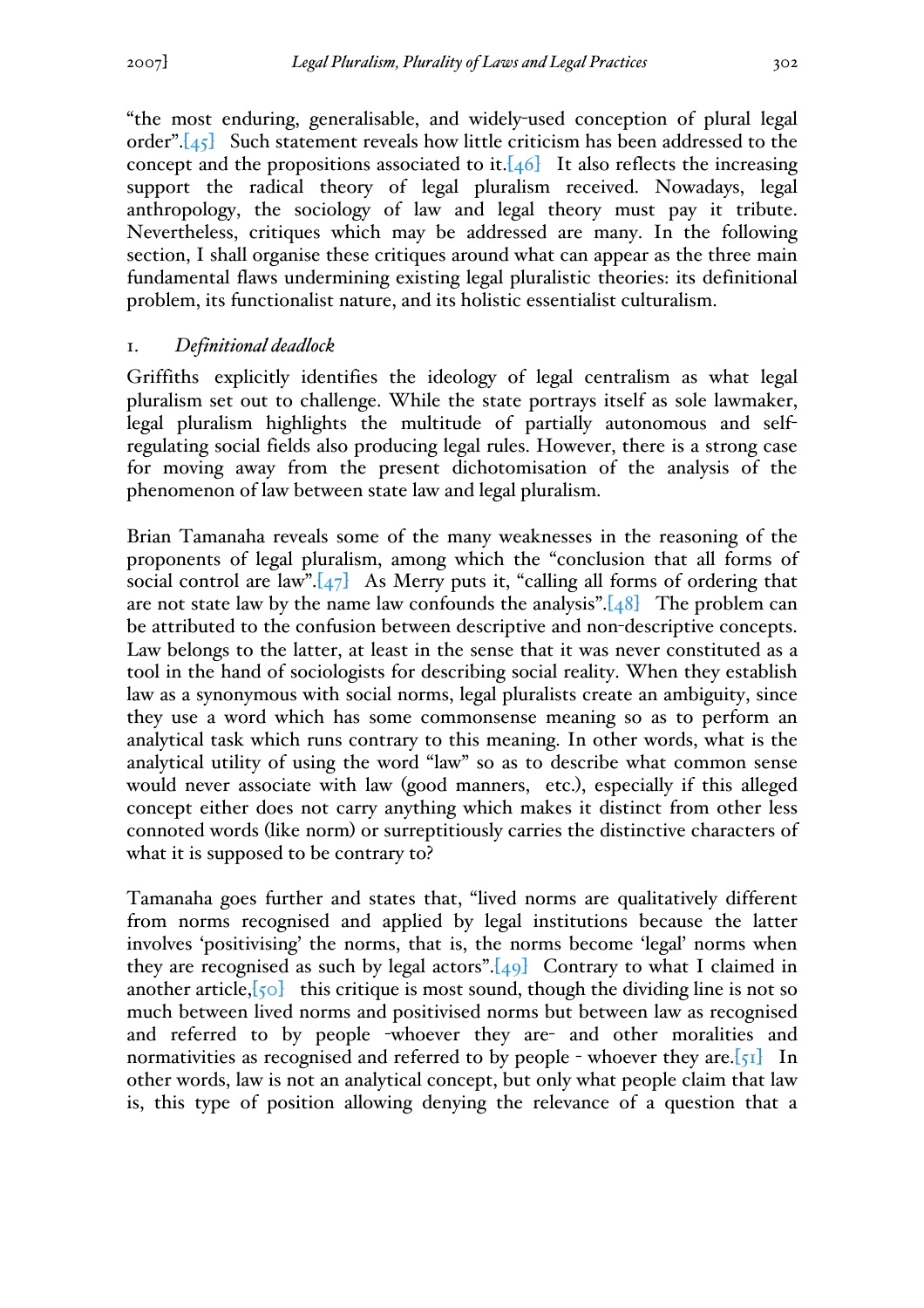"the most enduring, generalisable, and widely-used conception of plural legal order".[45] Such statement reveals how little criticism has been addressed to the concept and the propositions associated to it.[46] It also reflects the increasing support the radical theory of legal pluralism received. Nowadays, legal anthropology, the sociology of law and legal theory must pay it tribute. Nevertheless, critiques which may be addressed are many. In the following section, I shall organise these critiques around what can appear as the three main fundamental flaws undermining existing legal pluralistic theories: its definitional problem, its functionalist nature, and its holistic essentialist culturalism.

1. *Definitional deadlock*

Griffiths explicitly identifies the ideology of legal centralism as what legal pluralism set out to challenge. While the state portrays itself as sole lawmaker, legal pluralism highlights the multitude of partially autonomous and self-regulating social fields also producing legal rules. However, there is a strong case for moving away from the present dichotomisation of the analysis of the phenomenon of law between state law and legal pluralism.

Brian Tamanaha reveals some of the many weaknesses in the reasoning of the proponents of legal pluralism, among which the "conclusion that all forms of social control are law".[47] As Merry puts it, "calling all forms of ordering that are not state law by the name law confounds the analysis".[48] The problem can be attributed to the confusion between descriptive and non-descriptive concepts. Law belongs to the latter, at least in the sense that it was never constituted as a tool in the hand of sociologists for describing social reality. When they establish law as a synonymous with social norms, legal pluralists create an ambiguity, since they use a word which has some commonsense meaning so as to perform an analytical task which runs contrary to this meaning. In other words, what is the analytical utility of using the word "law" so as to describe what common sense would never associate with law (good manners, etc.), especially if this alleged concept either does not carry anything which makes it distinct from other less connoted words (like norm) or surreptitiously carries the distinctive characters of what it is supposed to be contrary to?

Tamanaha goes further and states that, "lived norms are qualitatively different from norms recognised and applied by legal institutions because the latter involves 'positivising' the norms, that is, the norms become 'legal' norms when they are recognised as such by legal actors".[49] Contrary to what I claimed in another article,[50] this critique is most sound, though the dividing line is not so much between lived norms and positivised norms but between law as recognised and referred to by people -whoever they are- and other moralities and normativities as recognised and referred to by people - whoever they are.[51] In other words, law is not an analytical concept, but only what people claim that law is, this type of position allowing denying the relevance of a question that a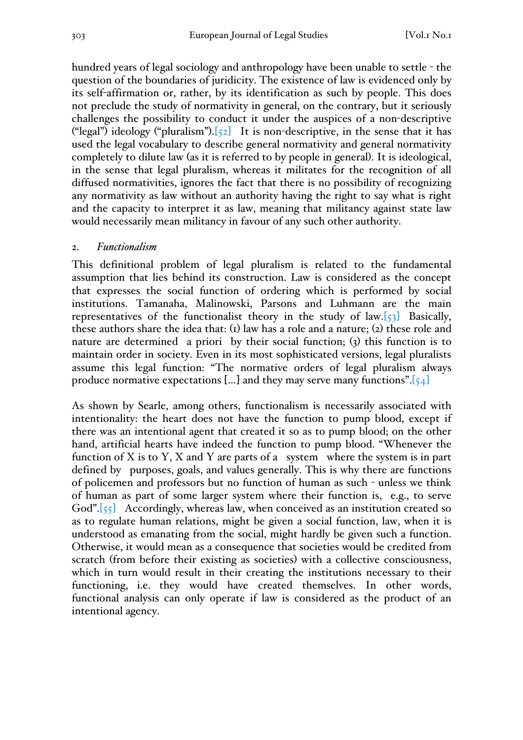hundred years of legal sociology and anthropology have been unable to settle - the question of the boundaries of juridicity. The existence of law is evidenced only by its self-affirmation or, rather, by its identification as such by people. This does not preclude the study of normativity in general, on the contrary, but it seriously challenges the possibility to conduct it under the auspices of a non-descriptive ("legal") ideology ("pluralism").[52] It is non-descriptive, in the sense that it has used the legal vocabulary to describe general normativity and general normativity completely to dilute law (as it is referred to by people in general). It is ideological, in the sense that legal pluralism, whereas it militates for the recognition of all diffused normativities, ignores the fact that there is no possibility of recognizing any normativity as law without an authority having the right to say what is right and the capacity to interpret it as law, meaning that militancy against state law would necessarily mean militancy in favour of any such other authority.

## 2. *Functionalism*

This definitional problem of legal pluralism is related to the fundamental assumption that lies behind its construction. Law is considered as the concept that expresses the social function of ordering which is performed by social institutions. Tamanaha, Malinowski, Parsons and Luhmann are the main representatives of the functionalist theory in the study of law.[53] Basically, these authors share the idea that: (1) law has a role and a nature; (2) these role and nature are determined *a priori* by their social function; (3) this function is to maintain order in society. Even in its most sophisticated versions, legal pluralists assume this legal function: "The normative orders of legal pluralism always produce normative expectations [...] and they may serve many functions".[54]

As shown by Searle, among others, functionalism is necessarily associated with intentionality: the heart does not have the function to pump blood, except if there was an intentional agent that created it so as to pump blood; on the other hand, artificial hearts have indeed the function to pump blood. "Whenever the function of X is to Y, X and Y are parts of a *system* where the system is in part defined by *purposes, goals, and values generally*. This is why there are functions of policemen and professors but no function of human as such - unless we think of human as part of some larger system where their function is, *e.g.*, to serve God".[55] Accordingly, whereas law, when conceived as an institution created so as to regulate human relations, might be given a social function, law, when it is understood as emanating from the social, might hardly be given such a function. Otherwise, it would mean as a consequence that societies would be credited from scratch (from before their existing as societies) with a collective consciousness, which in turn would result in their creating the institutions necessary to their functioning, i.e. they would have created themselves. In other words, functional analysis can only operate if law is considered as the product of an intentional agency.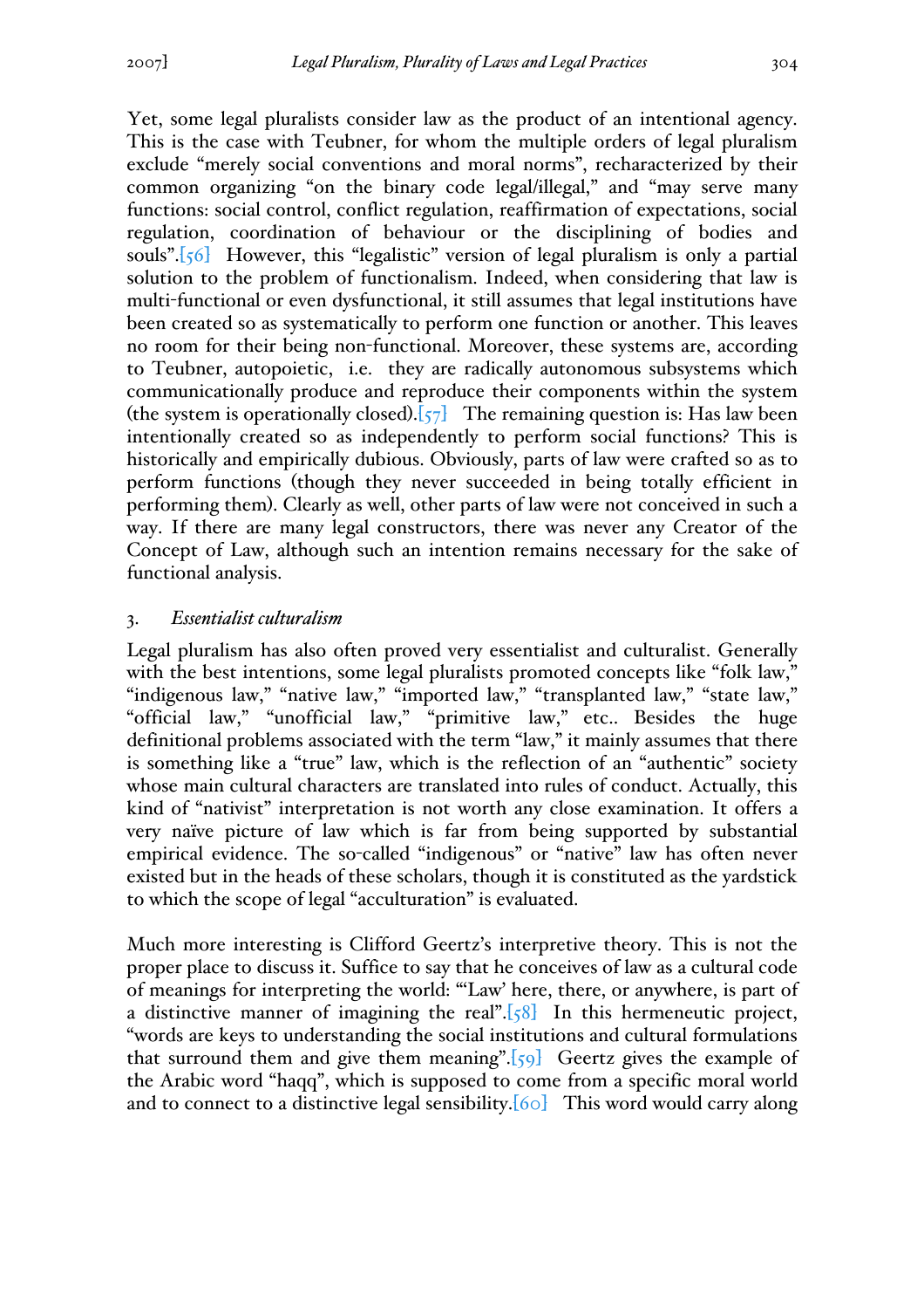Yet, some legal pluralists consider law as the product of an intentional agency. This is the case with Teubner, for whom the multiple orders of legal pluralism exclude "merely social conventions and moral norms", recharacterized by their common organizing "on the binary code legal/illegal," and "may serve many functions: social control, conflict regulation, reaffirmation of expectations, social regulation, coordination of behaviour or the disciplining of bodies and souls".[56] However, this "legalistic" version of legal pluralism is only a partial solution to the problem of functionalism. Indeed, when considering that law is multi-functional or even dysfunctional, it still assumes that legal institutions have been created so as systematically to perform one function or another. This leaves no room for their being non-functional. Moreover, these systems are, according to Teubner, autopoietic, i.e. they are radically autonomous subsystems which communicationally produce and reproduce their components within the system (the system is operationally closed).[57] The remaining question is: Has law been intentionally created so as independently to perform social functions? This is historically and empirically dubious. Obviously, parts of law were crafted so as to perform functions (though they never succeeded in being totally efficient in performing them). Clearly as well, other parts of law were not conceived in such a way. If there are many legal constructors, there was never any Creator of the Concept of Law, although such an intention remains necessary for the sake of functional analysis.

### 3. *Essentialist culturalism*

Legal pluralism has also often proved very essentialist and culturalist. Generally with the best intentions, some legal pluralists promoted concepts like "folk law," "indigenous law," "native law," "imported law," "transplanted law," "state law," "official law," "unofficial law," "primitive law," etc.. Besides the huge definitional problems associated with the term "law," it mainly assumes that there is something like a "true" law, which is the reflection of an "authentic" society whose main cultural characters are translated into rules of conduct. Actually, this kind of "nativist" interpretation is not worth any close examination. It offers a very naïve picture of law which is far from being supported by substantial empirical evidence. The so-called "indigenous" or "native" law has often never existed but in the heads of these scholars, though it is constituted as the yardstick to which the scope of legal "acculturation" is evaluated.

Much more interesting is Clifford Geertz's interpretive theory. This is not the proper place to discuss it. Suffice to say that he conceives of law as a cultural code of meanings for interpreting the world: "'Law' here, there, or anywhere, is part of a distinctive manner of imagining the real".[58] In this hermeneutic project, "words are keys to understanding the social institutions and cultural formulations that surround them and give them meaning".[59] Geertz gives the example of the Arabic word "haqq", which is supposed to come from a specific moral world and to connect to a distinctive legal sensibility.[60] This word would carry along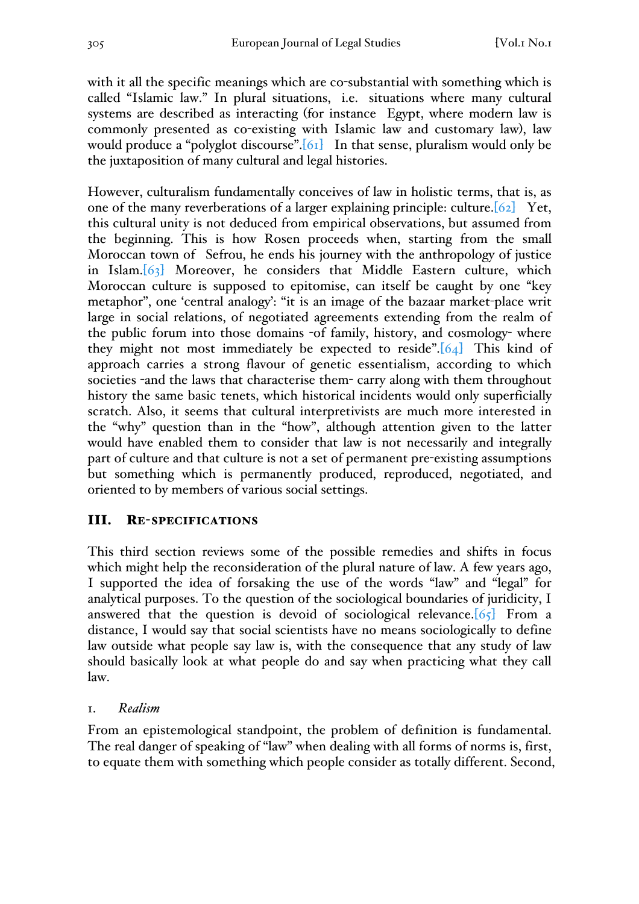with it all the specific meanings which are co-substantial with something which is called "Islamic law." In plural situations, i.e. situations where many cultural systems are described as interacting (for instance Egypt, where modern law is commonly presented as co-existing with Islamic law and customary law), law would produce a "polyglot discourse".[61] In that sense, pluralism would only be the juxtaposition of many cultural and legal histories.

However, culturalism fundamentally conceives of law in holistic terms, that is, as one of the many reverberations of a larger explaining principle: culture.[62] Yet, this cultural unity is not deduced from empirical observations, but assumed from the beginning. This is how Rosen proceeds when, starting from the small Moroccan town of Sefrou, he ends his journey with the anthropology of justice in Islam.[63] Moreover, he considers that Middle Eastern culture, which Moroccan culture is supposed to epitomise, can itself be caught by one "key metaphor", one 'central analogy': "it is an image of the bazaar market-place writ large in social relations, of negotiated agreements extending from the realm of the public forum into those domains -of family, history, and cosmology- where they might not most immediately be expected to reside".[64] This kind of approach carries a strong flavour of genetic essentialism, according to which societies -and the laws that characterise them- carry along with them throughout history the same basic tenets, which historical incidents would only superficially scratch. Also, it seems that cultural interpretivists are much more interested in the "why" question than in the "how", although attention given to the latter would have enabled them to consider that law is not necessarily and integrally part of culture and that culture is not a set of permanent pre-existing assumptions but something which is permanently produced, reproduced, negotiated, and oriented to by members of various social settings.

## III. Re-specifications

This third section reviews some of the possible remedies and shifts in focus which might help the reconsideration of the plural nature of law. A few years ago, I supported the idea of forsaking the use of the words "law" and "legal" for analytical purposes. To the question of the sociological boundaries of juridicity, I answered that the question is devoid of sociological relevance.[65] From a distance, I would say that social scientists have no means sociologically to define law outside what people say law is, with the consequence that any study of law should basically look at what people do and say when practicing what they call law.

### 1. *Realism*

From an epistemological standpoint, the problem of definition is fundamental. The real danger of speaking of "law" when dealing with all forms of norms is, first, to equate them with something which people consider as totally different. Second,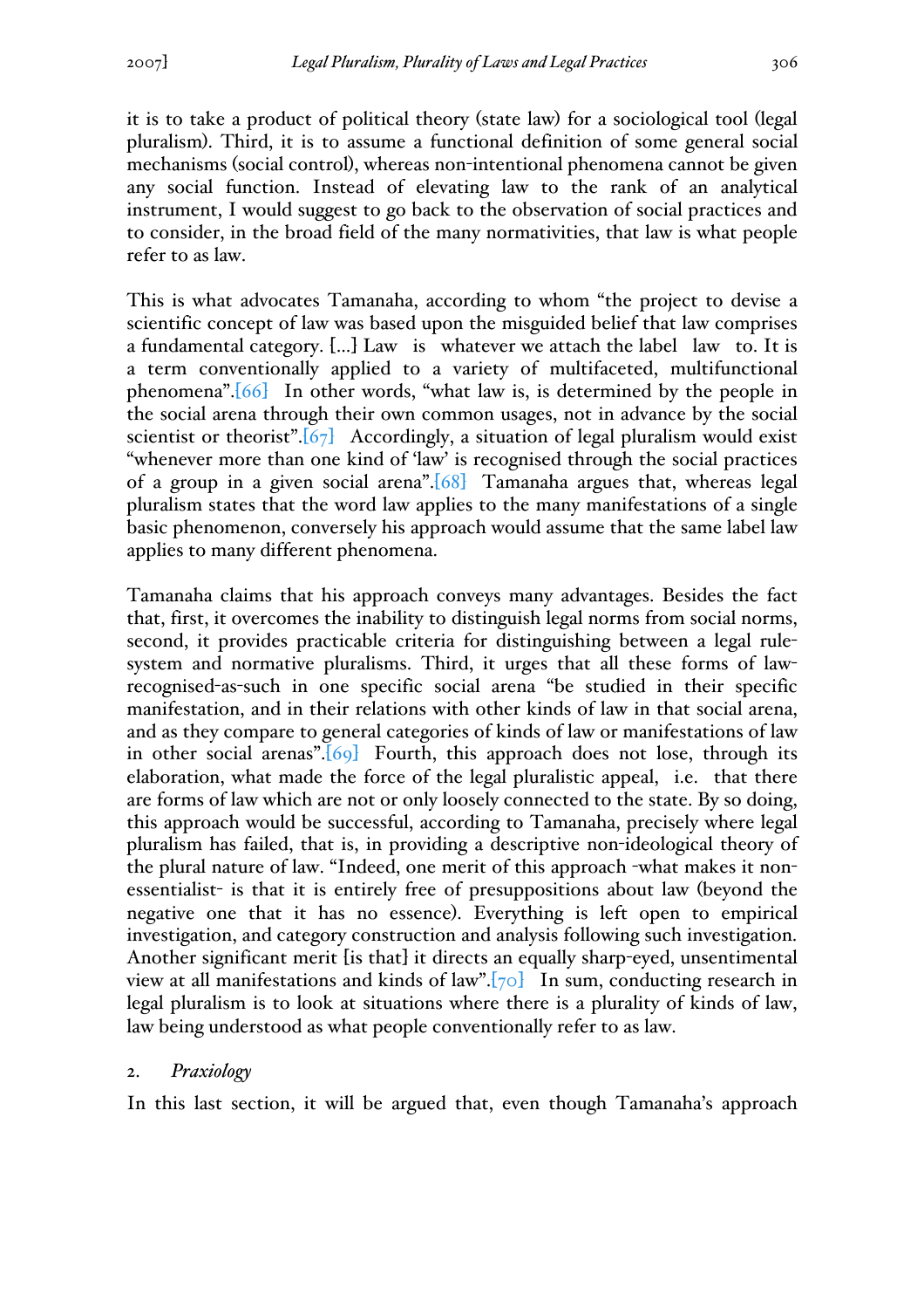it is to take a product of political theory (state law) for a sociological tool (legal pluralism). Third, it is to assume a functional definition of some general social mechanisms (social control), whereas non-intentional phenomena cannot be given any social function. Instead of elevating law to the rank of an analytical instrument, I would suggest to go back to the observation of social practices and to consider, in the broad field of the many normativities, that law is what people refer to as law.

This is what advocates Tamanaha, according to whom "the project to devise a scientific concept of law was based upon the misguided belief that law comprises a fundamental category. [...] Law is whatever we attach the label law to. It is a term conventionally applied to a variety of multifaceted, multifunctional phenomena".[66] In other words, "what law is, is determined by the people in the social arena through their own common usages, not in advance by the social scientist or theorist".[67] Accordingly, a situation of legal pluralism would exist "whenever more than one kind of 'law' is recognised through the social practices of a group in a given social arena".[68] Tamanaha argues that, whereas legal pluralism states that the word law applies to the many manifestations of a single basic phenomenon, conversely his approach would assume that the same label law applies to many different phenomena.

Tamanaha claims that his approach conveys many advantages. Besides the fact that, first, it overcomes the inability to distinguish legal norms from social norms, second, it provides practicable criteria for distinguishing between a legal rule-system and normative pluralisms. Third, it urges that all these forms of law-recognised-as-such in one specific social arena "be studied in their specific manifestation, and in their relations with other kinds of law in that social arena, and as they compare to general categories of kinds of law or manifestations of law in other social arenas".[69] Fourth, this approach does not lose, through its elaboration, what made the force of the legal pluralistic appeal, i.e. that there are forms of law which are not or only loosely connected to the state. By so doing, this approach would be successful, according to Tamanaha, precisely where legal pluralism has failed, that is, in providing a descriptive non-ideological theory of the plural nature of law. "Indeed, one merit of this approach -what makes it non-essentialist- is that it is entirely free of presuppositions about law (beyond the negative one that it has no essence). Everything is left open to empirical investigation, and category construction and analysis following such investigation. Another significant merit [is that] it directs an equally sharp-eyed, unsentimental view at all manifestations and kinds of law".[70] In sum, conducting research in legal pluralism is to look at situations where there is a plurality of kinds of law, law being understood as what people conventionally refer to as law.

## 2. *Praxiology*

In this last section, it will be argued that, even though Tamanaha's approach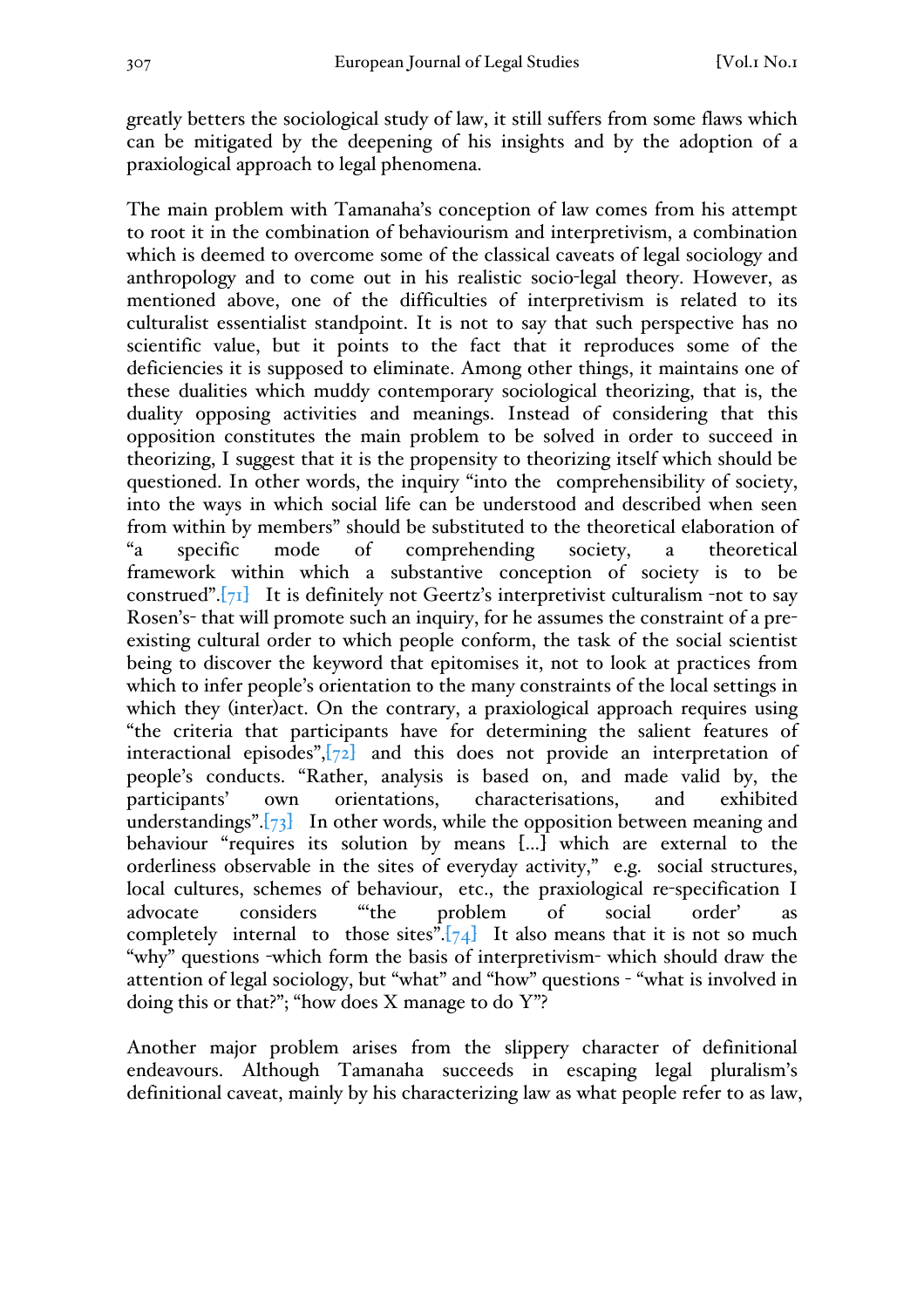greatly betters the sociological study of law, it still suffers from some flaws which can be mitigated by the deepening of his insights and by the adoption of a praxiological approach to legal phenomena.

The main problem with Tamanaha's conception of law comes from his attempt to root it in the combination of behaviourism and interpretivism, a combination which is deemed to overcome some of the classical caveats of legal sociology and anthropology and to come out in his realistic socio-legal theory. However, as mentioned above, one of the difficulties of interpretivism is related to its culturalist essentialist standpoint. It is not to say that such perspective has no scientific value, but it points to the fact that it reproduces some of the deficiencies it is supposed to eliminate. Among other things, it maintains one of these dualities which muddy contemporary sociological theorizing, that is, the duality opposing activities and meanings. Instead of considering that this opposition constitutes the main problem to be solved in order to succeed in theorizing, I suggest that it is the propensity to theorizing itself which should be questioned. In other words, the inquiry "into the comprehensibility of society, into the ways in which social life can be understood and described when seen from within by members" should be substituted to the theoretical elaboration of "a specific mode of comprehending society, a theoretical framework within which a substantive conception of society is to be construed".[71] It is definitely not Geertz's interpretivist culturalism -not to say Rosen's- that will promote such an inquiry, for he assumes the constraint of a pre-existing cultural order to which people conform, the task of the social scientist being to discover the keyword that epitomises it, not to look at practices from which to infer people's orientation to the many constraints of the local settings in which they (inter)act. On the contrary, a praxiological approach requires using "the criteria that participants have for determining the salient features of interactional episodes",[72] and this does not provide an interpretation of people's conducts. "Rather, analysis is based on, and made valid by, the participants' own orientations, characterisations, and exhibited understandings".[73] In other words, while the opposition between meaning and behaviour "requires its solution by means […] which are external to the orderliness observable in the sites of everyday activity," e.g. social structures, local cultures, schemes of behaviour, etc., the praxiological re-specification I advocate considers "'the problem of social order' as completely internal to those sites".[74] It also means that it is not so much "why" questions -which form the basis of interpretivism- which should draw the attention of legal sociology, but "what" and "how" questions - "what is involved in doing this or that?"; "how does X manage to do Y"?

Another major problem arises from the slippery character of definitional endeavours. Although Tamanaha succeeds in escaping legal pluralism's definitional caveat, mainly by his characterizing law as what people refer to as law,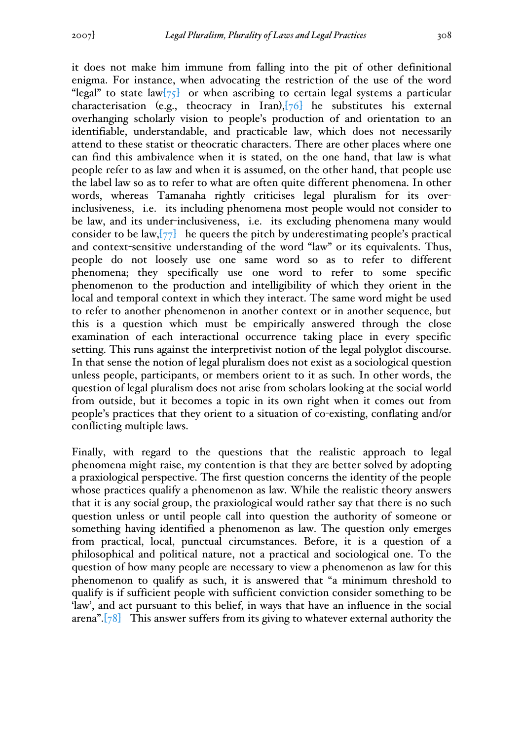it does not make him immune from falling into the pit of other definitional enigma. For instance, when advocating the restriction of the use of the word "legal" to state law[75] or when ascribing to certain legal systems a particular characterisation (e.g., theocracy in Iran),[76] he substitutes his external overhanging scholarly vision to people's production of and orientation to an identifiable, understandable, and practicable law, which does not necessarily attend to these statist or theocratic characters. There are other places where one can find this ambivalence when it is stated, on the one hand, that law is what people refer to as law and when it is assumed, on the other hand, that people use the label law so as to refer to what are often quite different phenomena. In other words, whereas Tamanaha rightly criticises legal pluralism for its over-inclusiveness, i.e. its including phenomena most people would not consider to be law, and its under-inclusiveness, i.e. its excluding phenomena many would consider to be law,[77] he queers the pitch by underestimating people's practical and context-sensitive understanding of the word "law" or its equivalents. Thus, people do not loosely use one same word so as to refer to different phenomena; they specifically use one word to refer to some specific phenomenon to the production and intelligibility of which they orient in the local and temporal context in which they interact. The same word might be used to refer to another phenomenon in another context or in another sequence, but this is a question which must be empirically answered through the close examination of each interactional occurrence taking place in every specific setting. This runs against the interpretivist notion of the legal polyglot discourse. In that sense the notion of legal pluralism does not exist as a sociological question unless people, participants, or members orient to it as such. In other words, the question of legal pluralism does not arise from scholars looking at the social world from outside, but it becomes a topic in its own right when it comes out from people's practices that they orient to a situation of co-existing, conflating and/or conflicting multiple laws.

Finally, with regard to the questions that the realistic approach to legal phenomena might raise, my contention is that they are better solved by adopting a praxiological perspective. The first question concerns the identity of the people whose practices qualify a phenomenon as law. While the realistic theory answers that it is any social group, the praxiological would rather say that there is no such question unless or until people call into question the authority of someone or something having identified a phenomenon as law. The question only emerges from practical, local, punctual circumstances. Before, it is a question of a philosophical and political nature, not a practical and sociological one. To the question of how many people are necessary to view a phenomenon as law for this phenomenon to qualify as such, it is answered that "a minimum threshold to qualify is if sufficient people with sufficient conviction consider something to be 'law', and act pursuant to this belief, in ways that have an influence in the social arena".[78] This answer suffers from its giving to whatever external authority the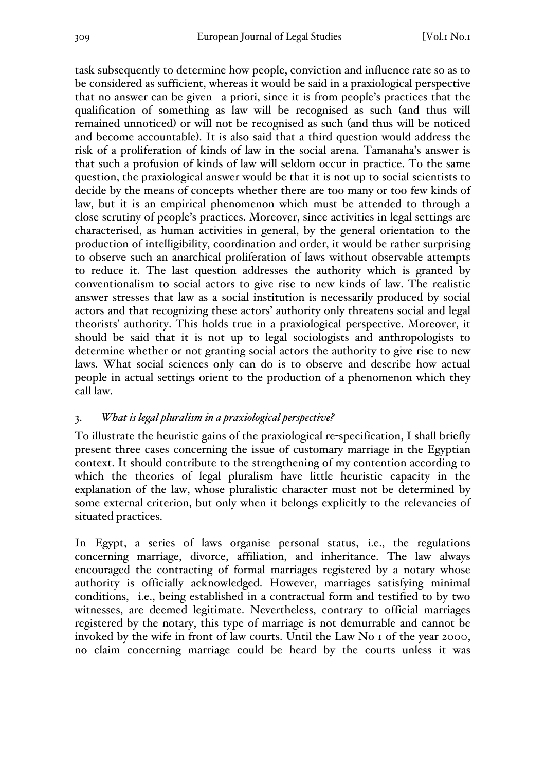task subsequently to determine how people, conviction and influence rate so as to be considered as sufficient, whereas it would be said in a praxiological perspective that no answer can be given a priori, since it is from people's practices that the qualification of something as law will be recognised as such (and thus will remained unnoticed) or will not be recognised as such (and thus will be noticed and become accountable). It is also said that a third question would address the risk of a proliferation of kinds of law in the social arena. Tamanaha's answer is that such a profusion of kinds of law will seldom occur in practice. To the same question, the praxiological answer would be that it is not up to social scientists to decide by the means of concepts whether there are too many or too few kinds of law, but it is an empirical phenomenon which must be attended to through a close scrutiny of people's practices. Moreover, since activities in legal settings are characterised, as human activities in general, by the general orientation to the production of intelligibility, coordination and order, it would be rather surprising to observe such an anarchical proliferation of laws without observable attempts to reduce it. The last question addresses the authority which is granted by conventionalism to social actors to give rise to new kinds of law. The realistic answer stresses that law as a social institution is necessarily produced by social actors and that recognizing these actors' authority only threatens social and legal theorists' authority. This holds true in a praxiological perspective. Moreover, it should be said that it is not up to legal sociologists and anthropologists to determine whether or not granting social actors the authority to give rise to new laws. What social sciences only can do is to observe and describe how actual people in actual settings orient to the production of a phenomenon which they call law.

## 3. *What is legal pluralism in a praxiological perspective?*

To illustrate the heuristic gains of the praxiological re-specification, I shall briefly present three cases concerning the issue of customary marriage in the Egyptian context. It should contribute to the strengthening of my contention according to which the theories of legal pluralism have little heuristic capacity in the explanation of the law, whose pluralistic character must not be determined by some external criterion, but only when it belongs explicitly to the relevancies of situated practices.

In Egypt, a series of laws organise personal status, i.e., the regulations concerning marriage, divorce, affiliation, and inheritance. The law always encouraged the contracting of formal marriages registered by a notary whose authority is officially acknowledged. However, marriages satisfying minimal conditions, i.e., being established in a contractual form and testified to by two witnesses, are deemed legitimate. Nevertheless, contrary to official marriages registered by the notary, this type of marriage is not demurrable and cannot be invoked by the wife in front of law courts. Until the Law No 1 of the year 2000, no claim concerning marriage could be heard by the courts unless it was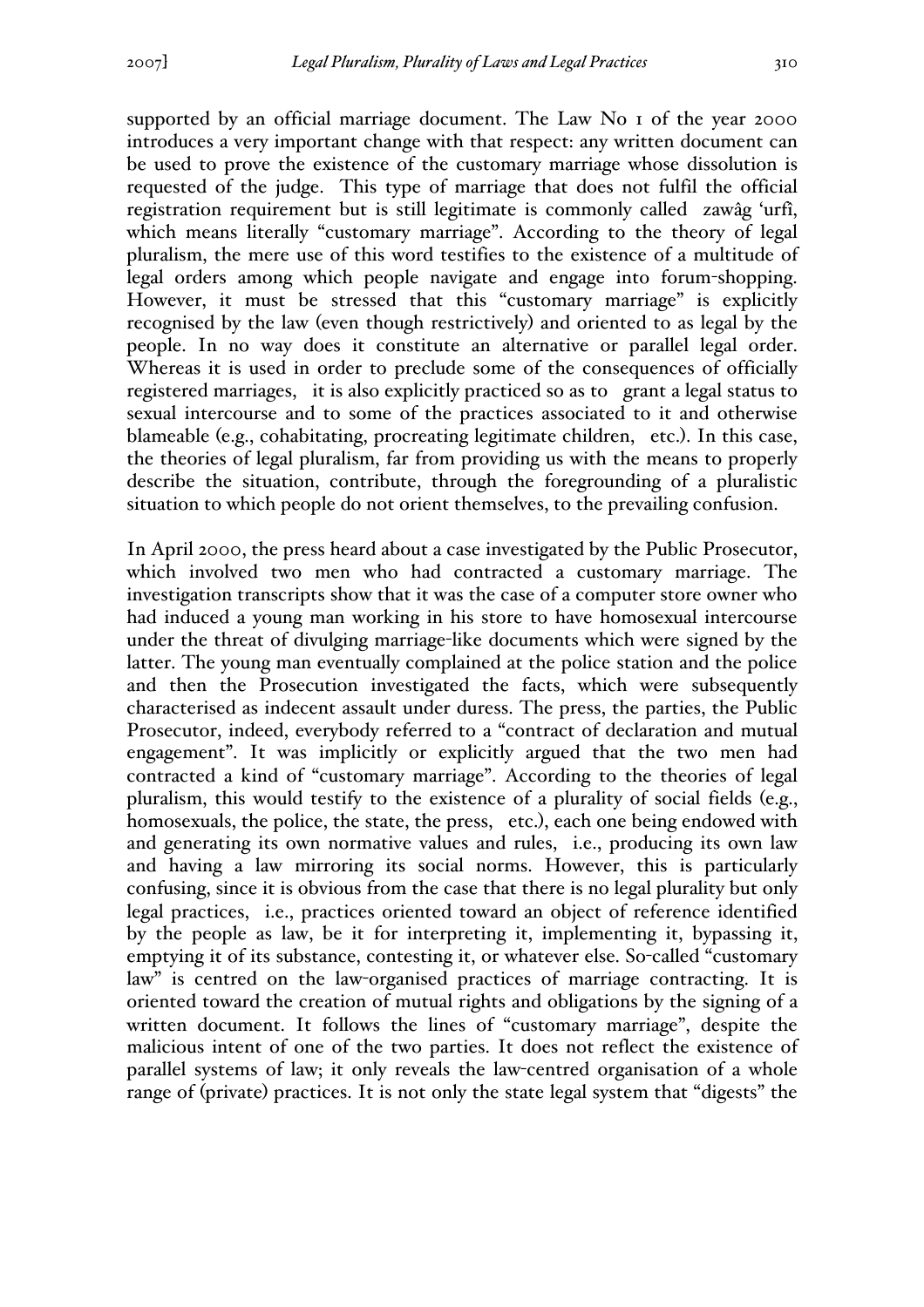supported by an official marriage document. The Law No 1 of the year 2000 introduces a very important change with that respect: any written document can be used to prove the existence of the customary marriage whose dissolution is requested of the judge. This type of marriage that does not fulfil the official registration requirement but is still legitimate is commonly called zawâg 'urfî, which means literally "customary marriage". According to the theory of legal pluralism, the mere use of this word testifies to the existence of a multitude of legal orders among which people navigate and engage into forum-shopping. However, it must be stressed that this "customary marriage" is explicitly recognised by the law (even though restrictively) and oriented to as legal by the people. In no way does it constitute an alternative or parallel legal order. Whereas it is used in order to preclude some of the consequences of officially registered marriages, it is also explicitly practiced so as to grant a legal status to sexual intercourse and to some of the practices associated to it and otherwise blameable (e.g., cohabitating, procreating legitimate children, etc.). In this case, the theories of legal pluralism, far from providing us with the means to properly describe the situation, contribute, through the foregrounding of a pluralistic situation to which people do not orient themselves, to the prevailing confusion.

In April 2000, the press heard about a case investigated by the Public Prosecutor, which involved two men who had contracted a customary marriage. The investigation transcripts show that it was the case of a computer store owner who had induced a young man working in his store to have homosexual intercourse under the threat of divulging marriage-like documents which were signed by the latter. The young man eventually complained at the police station and the police and then the Prosecution investigated the facts, which were subsequently characterised as indecent assault under duress. The press, the parties, the Public Prosecutor, indeed, everybody referred to a "contract of declaration and mutual engagement". It was implicitly or explicitly argued that the two men had contracted a kind of "customary marriage". According to the theories of legal pluralism, this would testify to the existence of a plurality of social fields (e.g., homosexuals, the police, the state, the press, etc.), each one being endowed with and generating its own normative values and rules, i.e., producing its own law and having a law mirroring its social norms. However, this is particularly confusing, since it is obvious from the case that there is no legal plurality but only legal practices, i.e., practices oriented toward an object of reference identified by the people as law, be it for interpreting it, implementing it, bypassing it, emptying it of its substance, contesting it, or whatever else. So-called "customary law" is centred on the law-organised practices of marriage contracting. It is oriented toward the creation of mutual rights and obligations by the signing of a written document. It follows the lines of "customary marriage", despite the malicious intent of one of the two parties. It does not reflect the existence of parallel systems of law; it only reveals the law-centred organisation of a whole range of (private) practices. It is not only the state legal system that "digests" the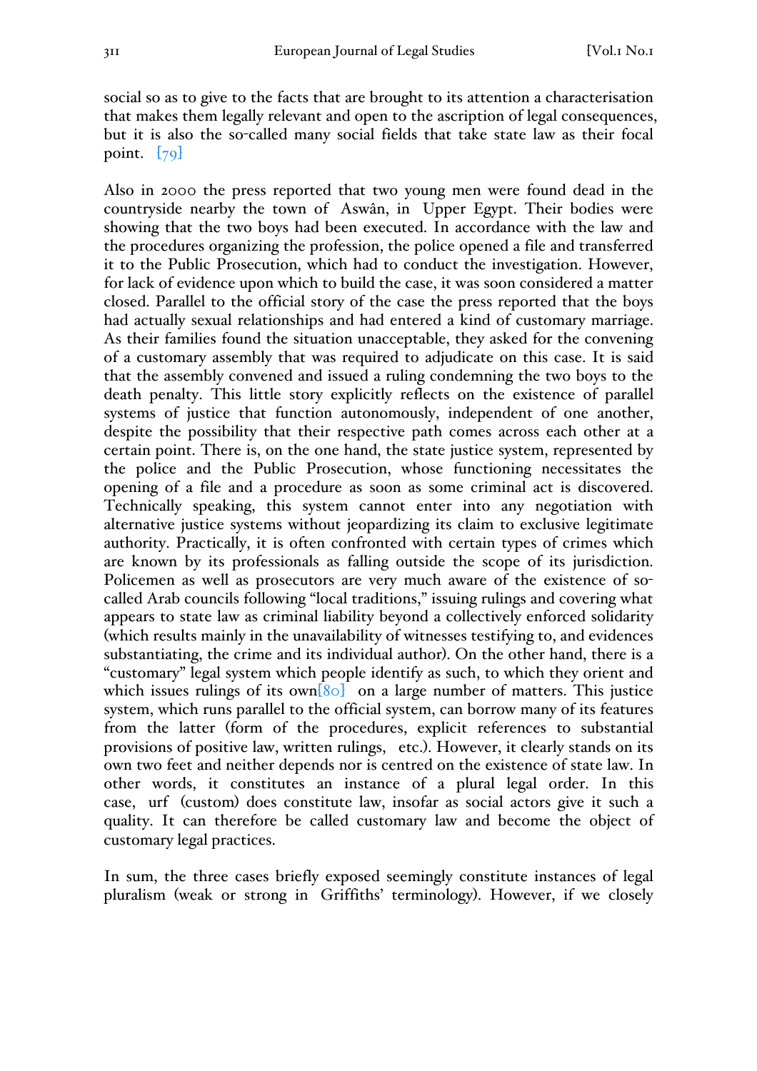social so as to give to the facts that are brought to its attention a characterisation that makes them legally relevant and open to the ascription of legal consequences, but it is also the so-called many social fields that take state law as their focal point. [79]

Also in 2000 the press reported that two young men were found dead in the countryside nearby the town of Aswân, in Upper Egypt. Their bodies were showing that the two boys had been executed. In accordance with the law and the procedures organizing the profession, the police opened a file and transferred it to the Public Prosecution, which had to conduct the investigation. However, for lack of evidence upon which to build the case, it was soon considered a matter closed. Parallel to the official story of the case the press reported that the boys had actually sexual relationships and had entered a kind of customary marriage. As their families found the situation unacceptable, they asked for the convening of a customary assembly that was required to adjudicate on this case. It is said that the assembly convened and issued a ruling condemning the two boys to the death penalty. This little story explicitly reflects on the existence of parallel systems of justice that function autonomously, independent of one another, despite the possibility that their respective path comes across each other at a certain point. There is, on the one hand, the state justice system, represented by the police and the Public Prosecution, whose functioning necessitates the opening of a file and a procedure as soon as some criminal act is discovered. Technically speaking, this system cannot enter into any negotiation with alternative justice systems without jeopardizing its claim to exclusive legitimate authority. Practically, it is often confronted with certain types of crimes which are known by its professionals as falling outside the scope of its jurisdiction. Policemen as well as prosecutors are very much aware of the existence of so-called Arab councils following "local traditions," issuing rulings and covering what appears to state law as criminal liability beyond a collectively enforced solidarity (which results mainly in the unavailability of witnesses testifying to, and evidences substantiating, the crime and its individual author). On the other hand, there is a "customary" legal system which people identify as such, to which they orient and which issues rulings of its own[80] on a large number of matters. This justice system, which runs parallel to the official system, can borrow many of its features from the latter (form of the procedures, explicit references to substantial provisions of positive law, written rulings, etc.). However, it clearly stands on its own two feet and neither depends nor is centred on the existence of state law. In other words, it constitutes an instance of a plural legal order. In this case, urf (custom) does constitute law, insofar as social actors give it such a quality. It can therefore be called customary law and become the object of customary legal practices.

In sum, the three cases briefly exposed seemingly constitute instances of legal pluralism (weak or strong in Griffiths' terminology). However, if we closely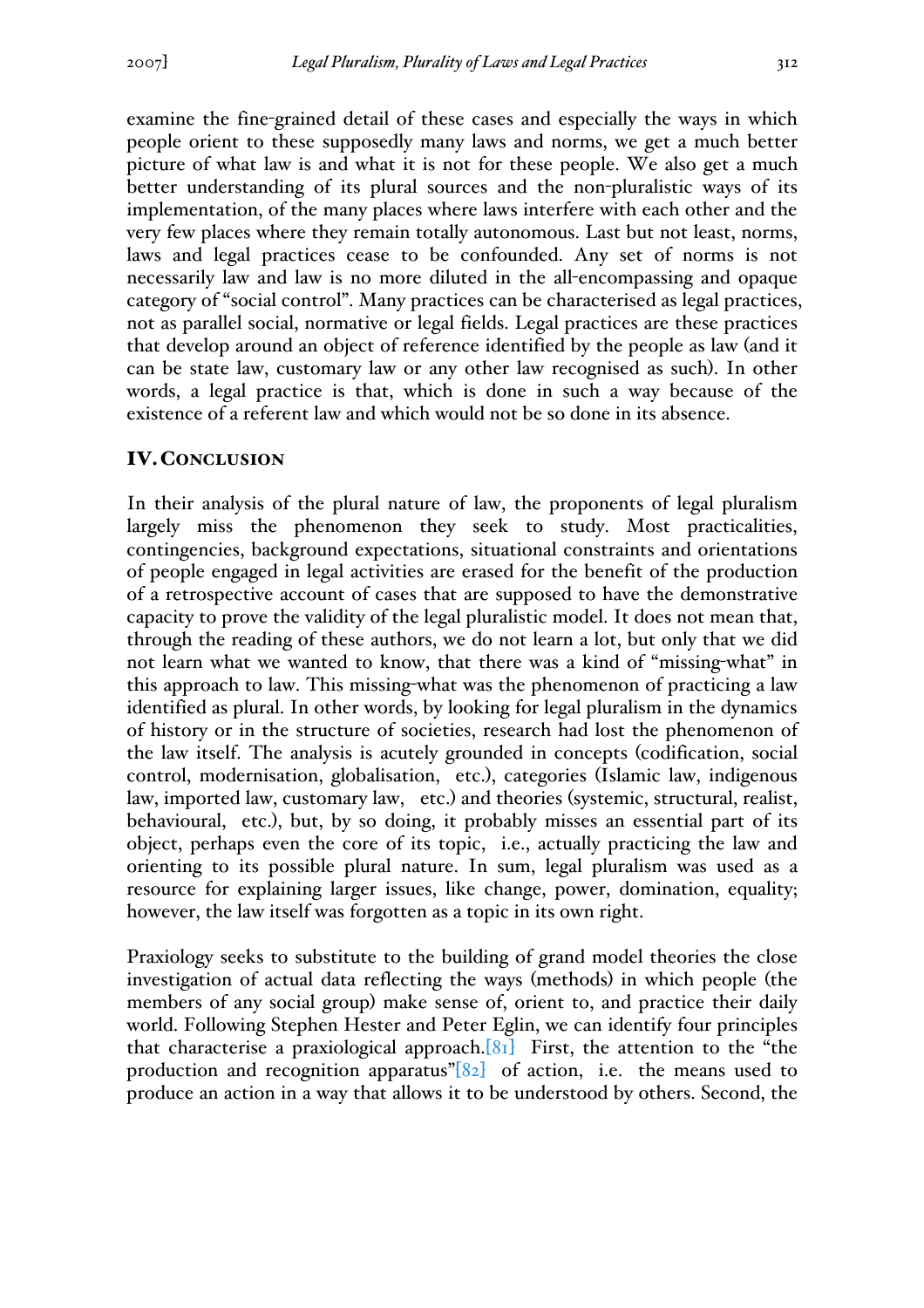examine the fine-grained detail of these cases and especially the ways in which people orient to these supposedly many laws and norms, we get a much better picture of what law is and what it is not for these people. We also get a much better understanding of its plural sources and the non-pluralistic ways of its implementation, of the many places where laws interfere with each other and the very few places where they remain totally autonomous. Last but not least, norms, laws and legal practices cease to be confounded. Any set of norms is not necessarily law and law is no more diluted in the all-encompassing and opaque category of "social control". Many practices can be characterised as legal practices, not as parallel social, normative or legal fields. Legal practices are these practices that develop around an object of reference identified by the people as law (and it can be state law, customary law or any other law recognised as such). In other words, a legal practice is that, which is done in such a way because of the existence of a referent law and which would not be so done in its absence.

## IV. Conclusion

In their analysis of the plural nature of law, the proponents of legal pluralism largely miss the phenomenon they seek to study. Most practicalities, contingencies, background expectations, situational constraints and orientations of people engaged in legal activities are erased for the benefit of the production of a retrospective account of cases that are supposed to have the demonstrative capacity to prove the validity of the legal pluralistic model. It does not mean that, through the reading of these authors, we do not learn a lot, but only that we did not learn what we wanted to know, that there was a kind of "missing-what" in this approach to law. This missing-what was the phenomenon of practicing a law identified as plural. In other words, by looking for legal pluralism in the dynamics of history or in the structure of societies, research had lost the phenomenon of the law itself. The analysis is acutely grounded in concepts (codification, social control, modernisation, globalisation, etc.), categories (Islamic law, indigenous law, imported law, customary law, etc.) and theories (systemic, structural, realist, behavioural, etc.), but, by so doing, it probably misses an essential part of its object, perhaps even the core of its topic, i.e., actually practicing the law and orienting to its possible plural nature. In sum, legal pluralism was used as a resource for explaining larger issues, like change, power, domination, equality; however, the law itself was forgotten as a topic in its own right.

Praxiology seeks to substitute to the building of grand model theories the close investigation of actual data reflecting the ways (methods) in which people (the members of any social group) make sense of, orient to, and practice their daily world. Following Stephen Hester and Peter Eglin, we can identify four principles that characterise a praxiological approach.[81] First, the attention to the "the production and recognition apparatus"[82] of action, i.e. the means used to produce an action in a way that allows it to be understood by others. Second, the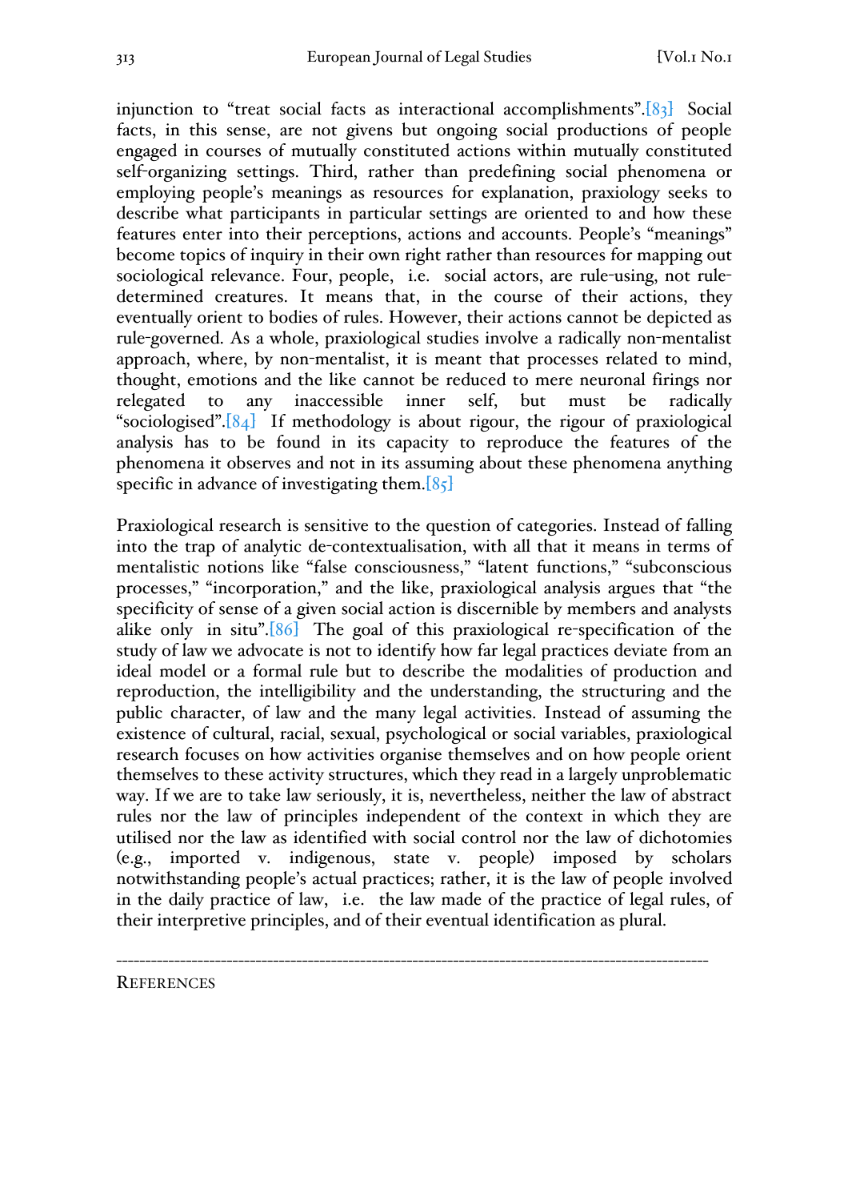injunction to "treat social facts as interactional accomplishments".[83] Social facts, in this sense, are not givens but ongoing social productions of people engaged in courses of mutually constituted actions within mutually constituted self-organizing settings. Third, rather than predefining social phenomena or employing people's meanings as resources for explanation, praxiology seeks to describe what participants in particular settings are oriented to and how these features enter into their perceptions, actions and accounts. People's "meanings" become topics of inquiry in their own right rather than resources for mapping out sociological relevance. Four, people, i.e. social actors, are rule-using, not rule-determined creatures. It means that, in the course of their actions, they eventually orient to bodies of rules. However, their actions cannot be depicted as rule-governed. As a whole, praxiological studies involve a radically non-mentalist approach, where, by non-mentalist, it is meant that processes related to mind, thought, emotions and the like cannot be reduced to mere neuronal firings nor relegated to any inaccessible inner self, but must be radically "sociologised".[84] If methodology is about rigour, the rigour of praxiological analysis has to be found in its capacity to reproduce the features of the phenomena it observes and not in its assuming about these phenomena anything specific in advance of investigating them.[85]

Praxiological research is sensitive to the question of categories. Instead of falling into the trap of analytic de-contextualisation, with all that it means in terms of mentalistic notions like "false consciousness," "latent functions," "subconscious processes," "incorporation," and the like, praxiological analysis argues that "the specificity of sense of a given social action is discernible by members and analysts alike only in situ".[86] The goal of this praxiological re-specification of the study of law we advocate is not to identify how far legal practices deviate from an ideal model or a formal rule but to describe the modalities of production and reproduction, the intelligibility and the understanding, the structuring and the public character, of law and the many legal activities. Instead of assuming the existence of cultural, racial, sexual, psychological or social variables, praxiological research focuses on how activities organise themselves and on how people orient themselves to these activity structures, which they read in a largely unproblematic way. If we are to take law seriously, it is, nevertheless, neither the law of abstract rules nor the law of principles independent of the context in which they are utilised nor the law as identified with social control nor the law of dichotomies (e.g., imported v. indigenous, state v. people) imposed by scholars notwithstanding people's actual practices; rather, it is the law of people involved in the daily practice of law, i.e. the law made of the practice of legal rules, of their interpretive principles, and of their eventual identification as plural.

---

References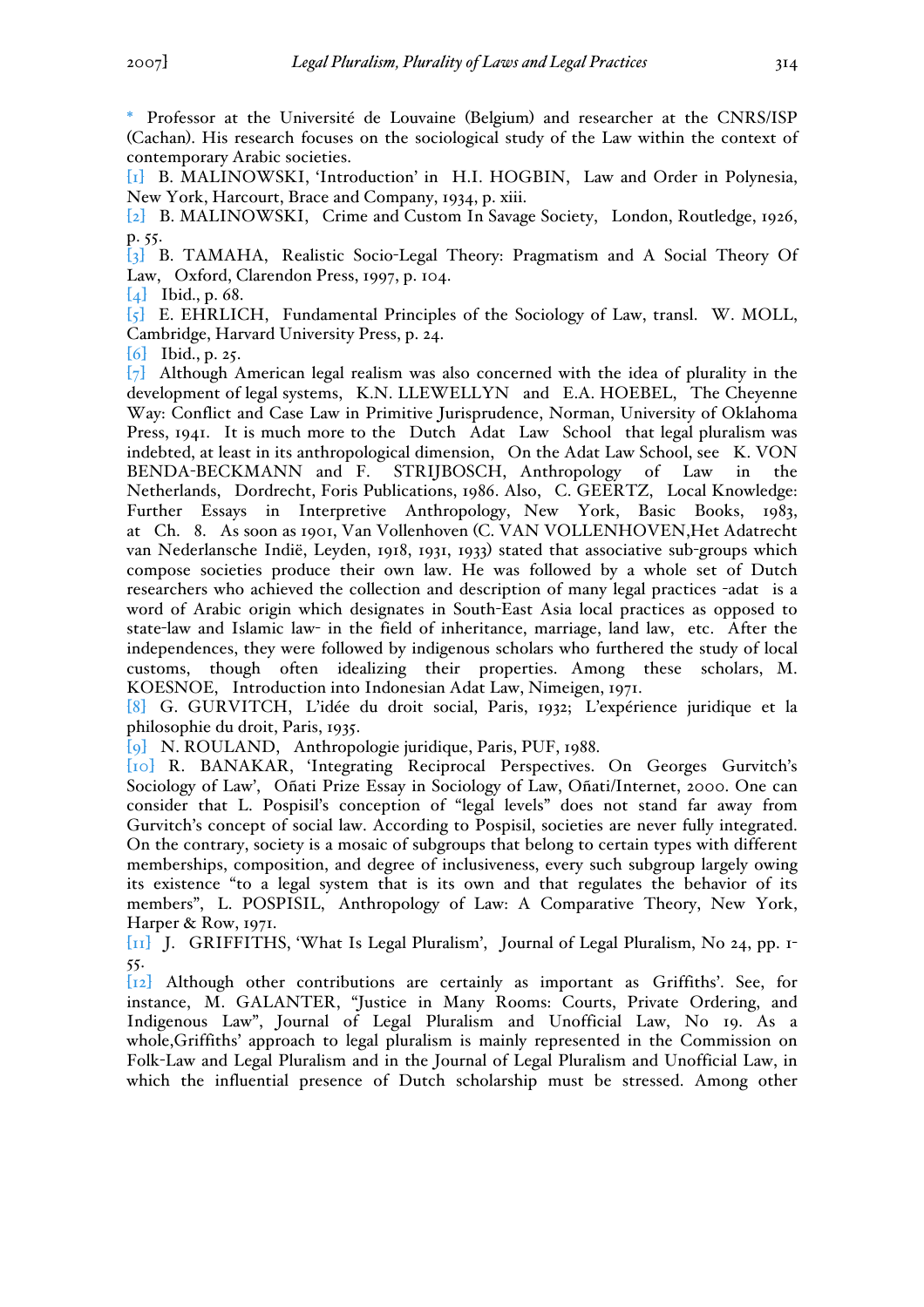\* Professor at the Université de Louvaine (Belgium) and researcher at the CNRS/ISP (Cachan). His research focuses on the sociological study of the Law within the context of contemporary Arabic societies.

[1] B. MALINOWSKI, 'Introduction' in H.I. HOGBIN, Law and Order in Polynesia, New York, Harcourt, Brace and Company, 1934, p. xiii.

[2] B. MALINOWSKI, Crime and Custom In Savage Society, London, Routledge, 1926, p. 55.

[3] B. TAMAHA, Realistic Socio-Legal Theory: Pragmatism and A Social Theory Of Law, Oxford, Clarendon Press, 1997, p. 104.

[4] Ibid., p. 68.

[5] E. EHRLICH, Fundamental Principles of the Sociology of Law, transl. W. MOLL, Cambridge, Harvard University Press, p. 24.

[6] Ibid., p. 25.

[7] Although American legal realism was also concerned with the idea of plurality in the development of legal systems, K.N. LLEWELLYN and E.A. HOEBEL, The Cheyenne Way: Conflict and Case Law in Primitive Jurisprudence, Norman, University of Oklahoma Press, 1941. It is much more to the Dutch Adat Law School that legal pluralism was indebted, at least in its anthropological dimension, On the Adat Law School, see K. VON BENDA-BECKMANN and F. STRIJBOSCH, Anthropology of Law in the Netherlands, Dordrecht, Foris Publications, 1986. Also, C. GEERTZ, Local Knowledge: Further Essays in Interpretive Anthropology, New York, Basic Books, 1983, at Ch. 8. As soon as 1901, Van Vollenhoven (C. VAN VOLLENHOVEN,Het Adatrecht van Nederlansche Indië, Leyden, 1918, 1931, 1933) stated that associative sub-groups which compose societies produce their own law. He was followed by a whole set of Dutch researchers who achieved the collection and description of many legal practices -adat is a word of Arabic origin which designates in South-East Asia local practices as opposed to state-law and Islamic law- in the field of inheritance, marriage, land law, etc. After the independences, they were followed by indigenous scholars who furthered the study of local customs, though often idealizing their properties. Among these scholars, M. KOESNOE, Introduction into Indonesian Adat Law, Nimeigen, 1971.

[8] G. GURVITCH, L'idée du droit social, Paris, 1932; L'expérience juridique et la philosophie du droit, Paris, 1935.

[9] N. ROULAND, Anthropologie juridique, Paris, PUF, 1988.

[10] R. BANAKAR, 'Integrating Reciprocal Perspectives. On Georges Gurvitch's Sociology of Law', Oñati Prize Essay in Sociology of Law, Oñati/Internet, 2000. One can consider that L. Pospisil's conception of "legal levels" does not stand far away from Gurvitch's concept of social law. According to Pospisil, societies are never fully integrated. On the contrary, society is a mosaic of subgroups that belong to certain types with different memberships, composition, and degree of inclusiveness, every such subgroup largely owing its existence "to a legal system that is its own and that regulates the behavior of its members", L. POSPISIL, Anthropology of Law: A Comparative Theory, New York, Harper & Row, 1971.

[11] J. GRIFFITHS, 'What Is Legal Pluralism', Journal of Legal Pluralism, No 24, pp. 1-55.

[12] Although other contributions are certainly as important as Griffiths'. See, for instance, M. GALANTER, "Justice in Many Rooms: Courts, Private Ordering, and Indigenous Law", Journal of Legal Pluralism and Unofficial Law, No 19. As a whole,Griffiths' approach to legal pluralism is mainly represented in the Commission on Folk-Law and Legal Pluralism and in the Journal of Legal Pluralism and Unofficial Law, in which the influential presence of Dutch scholarship must be stressed. Among other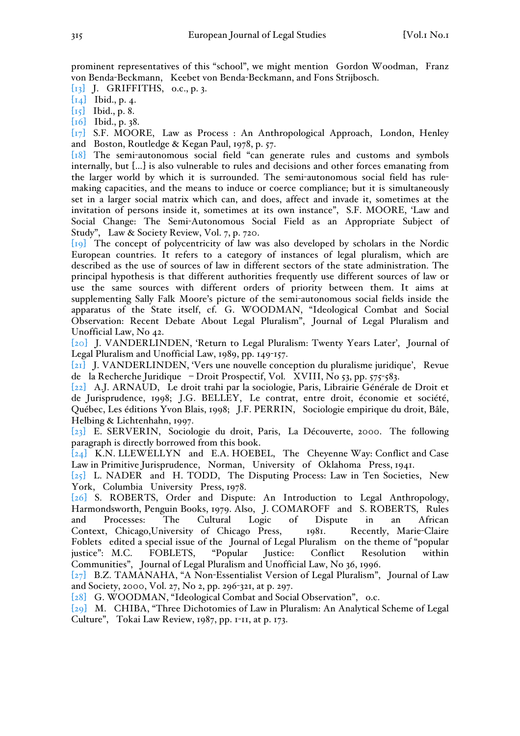prominent representatives of this "school", we might mention Gordon Woodman, Franz von Benda-Beckmann, Keebet von Benda-Beckmann, and Fons Strijbosch.

[13] J. GRIFFITHS, o.c., p. 3.

[14] Ibid., p. 4.

[15] Ibid., p. 8.

[16] Ibid., p. 38.

[17] S.F. MOORE, Law as Process : An Anthropological Approach, London, Henley and Boston, Routledge & Kegan Paul, 1978, p. 57.

[18] The semi-autonomous social field "can generate rules and customs and symbols internally, but [...] is also vulnerable to rules and decisions and other forces emanating from the larger world by which it is surrounded. The semi-autonomous social field has rule-making capacities, and the means to induce or coerce compliance; but it is simultaneously set in a larger social matrix which can, and does, affect and invade it, sometimes at the invitation of persons inside it, sometimes at its own instance", S.F. MOORE, 'Law and Social Change: The Semi-Autonomous Social Field as an Appropriate Subject of Study", Law & Society Review, Vol. 7, p. 720.

[19] The concept of polycentricity of law was also developed by scholars in the Nordic European countries. It refers to a category of instances of legal pluralism, which are described as the use of sources of law in different sectors of the state administration. The principal hypothesis is that different authorities frequently use different sources of law or use the same sources with different orders of priority between them. It aims at supplementing Sally Falk Moore's picture of the semi-autonomous social fields inside the apparatus of the State itself, cf. G. WOODMAN, "Ideological Combat and Social Observation: Recent Debate About Legal Pluralism", Journal of Legal Pluralism and Unofficial Law, No 42.

[20] J. VANDERLINDEN, 'Return to Legal Pluralism: Twenty Years Later', Journal of Legal Pluralism and Unofficial Law, 1989, pp. 149-157.

[21] J. VANDERLINDEN, 'Vers une nouvelle conception du pluralisme juridique', Revue de la Recherche Juridique – Droit Prospectif, Vol. XVIII, No 53, pp. 575-583.

[22] A.J. ARNAUD, Le droit trahi par la sociologie, Paris, Librairie Générale de Droit et de Jurisprudence, 1998; J.G. BELLEY, Le contrat, entre droit, économie et société, Québec, Les éditions Yvon Blais, 1998; J.F. PERRIN, Sociologie empirique du droit, Bâle, Helbing & Lichtenhahn, 1997.

[23] E. SERVERIN, Sociologie du droit, Paris, La Découverte, 2000. The following paragraph is directly borrowed from this book.

[24] K.N. LLEWELLYN and E.A. HOEBEL, The Cheyenne Way: Conflict and Case Law in Primitive Jurisprudence, Norman, University of Oklahoma Press, 1941.

[25] L. NADER and H. TODD, The Disputing Process: Law in Ten Societies, New York, Columbia University Press, 1978.

[26] S. ROBERTS, Order and Dispute: An Introduction to Legal Anthropology, Harmondsworth, Penguin Books, 1979. Also, J. COMAROFF and S. ROBERTS, Rules and Processes: The Cultural Logic of Dispute in an African Context, Chicago,University of Chicago Press, 1981. Recently, Marie-Claire Foblets edited a special issue of the Journal of Legal Pluralism on the theme of "popular justice": M.C. FOBLETS, "Popular Justice: Conflict Resolution within Communities", Journal of Legal Pluralism and Unofficial Law, No 36, 1996.

[27] B.Z. TAMANAHA, "A Non-Essentialist Version of Legal Pluralism", Journal of Law and Society, 2000, Vol. 27, No 2, pp. 296-321, at p. 297.

[28] G. WOODMAN, "Ideological Combat and Social Observation", o.c.

[29] M. CHIBA, "Three Dichotomies of Law in Pluralism: An Analytical Scheme of Legal Culture", Tokai Law Review, 1987, pp. 1-11, at p. 173.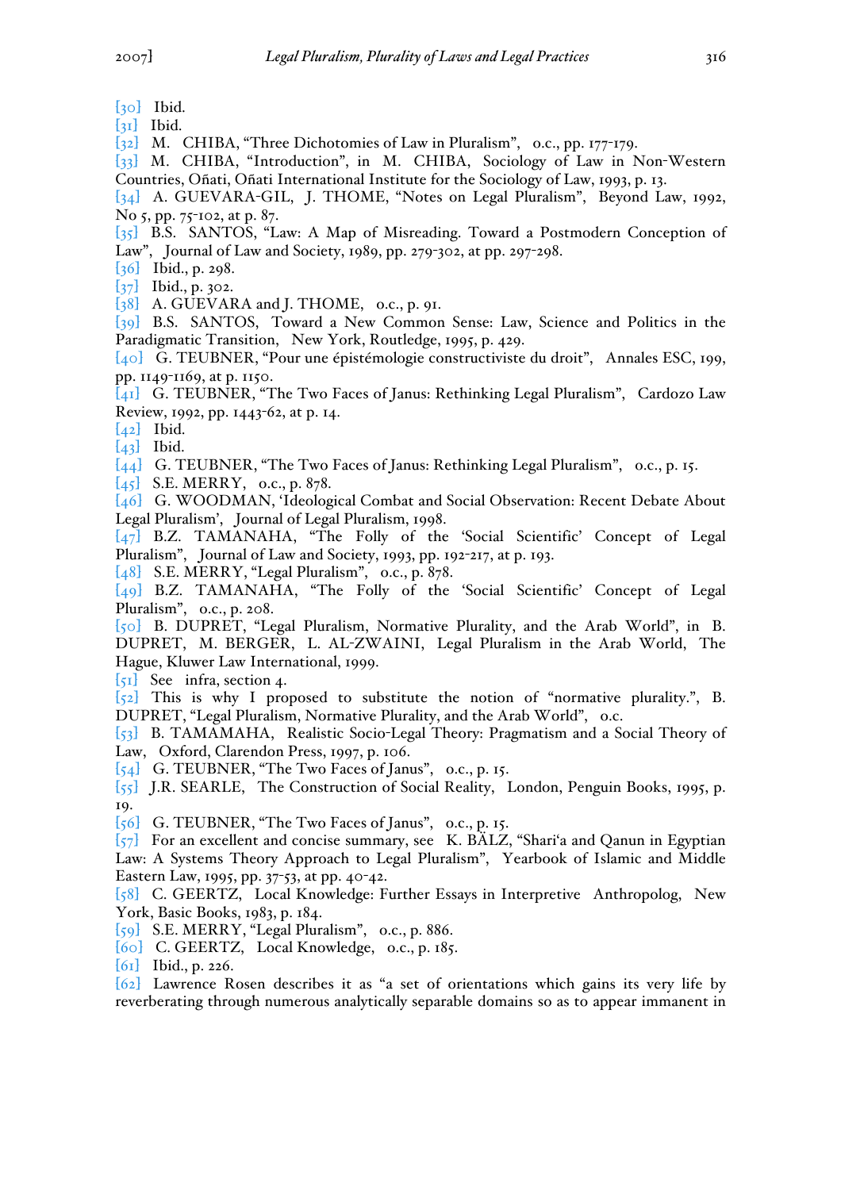[30] Ibid.
[31] Ibid.
[32] M. CHIBA, "Three Dichotomies of Law in Pluralism", o.c., pp. 177-179.
[33] M. CHIBA, "Introduction", in M. CHIBA, Sociology of Law in Non-Western Countries, Oñati, Oñati International Institute for the Sociology of Law, 1993, p. 13.
[34] A. GUEVARA-GIL, J. THOME, "Notes on Legal Pluralism", Beyond Law, 1992, No 5, pp. 75-102, at p. 87.
[35] B.S. SANTOS, "Law: A Map of Misreading. Toward a Postmodern Conception of Law", Journal of Law and Society, 1989, pp. 279-302, at pp. 297-298.
[36] Ibid., p. 298.
[37] Ibid., p. 302.
[38] A. GUEVARA and J. THOME, o.c., p. 91.
[39] B.S. SANTOS, Toward a New Common Sense: Law, Science and Politics in the Paradigmatic Transition, New York, Routledge, 1995, p. 429.
[40] G. TEUBNER, "Pour une épistémologie constructiviste du droit", Annales ESC, 199, pp. 1149-1169, at p. 1150.
[41] G. TEUBNER, "The Two Faces of Janus: Rethinking Legal Pluralism", Cardozo Law Review, 1992, pp. 1443-62, at p. 14.
[42] Ibid.
[43] Ibid.
[44] G. TEUBNER, "The Two Faces of Janus: Rethinking Legal Pluralism", o.c., p. 15.
[45] S.E. MERRY, o.c., p. 878.
[46] G. WOODMAN, 'Ideological Combat and Social Observation: Recent Debate About Legal Pluralism', Journal of Legal Pluralism, 1998.
[47] B.Z. TAMANAHA, "The Folly of the 'Social Scientific' Concept of Legal Pluralism", Journal of Law and Society, 1993, pp. 192-217, at p. 193.
[48] S.E. MERRY, "Legal Pluralism", o.c., p. 878.
[49] B.Z. TAMANAHA, "The Folly of the 'Social Scientific' Concept of Legal Pluralism", o.c., p. 208.
[50] B. DUPRET, "Legal Pluralism, Normative Plurality, and the Arab World", in B. DUPRET, M. BERGER, L. AL-ZWAINI, Legal Pluralism in the Arab World, The Hague, Kluwer Law International, 1999.
[51] See infra, section 4.
[52] This is why I proposed to substitute the notion of "normative plurality.", B. DUPRET, "Legal Pluralism, Normative Plurality, and the Arab World", o.c.
[53] B. TAMAMAHA, Realistic Socio-Legal Theory: Pragmatism and a Social Theory of Law, Oxford, Clarendon Press, 1997, p. 106.
[54] G. TEUBNER, "The Two Faces of Janus", o.c., p. 15.
[55] J.R. SEARLE, The Construction of Social Reality, London, Penguin Books, 1995, p. 19.
[56] G. TEUBNER, "The Two Faces of Janus", o.c., p. 15.
[57] For an excellent and concise summary, see K. BÄLZ, "Shari'a and Qanun in Egyptian Law: A Systems Theory Approach to Legal Pluralism", Yearbook of Islamic and Middle Eastern Law, 1995, pp. 37-53, at pp. 40-42.
[58] C. GEERTZ, Local Knowledge: Further Essays in Interpretive Anthropolog, New York, Basic Books, 1983, p. 184.
[59] S.E. MERRY, "Legal Pluralism", o.c., p. 886.
[60] C. GEERTZ, Local Knowledge, o.c., p. 185.
[61] Ibid., p. 226.
[62] Lawrence Rosen describes it as "a set of orientations which gains its very life by reverberating through numerous analytically separable domains so as to appear immanent in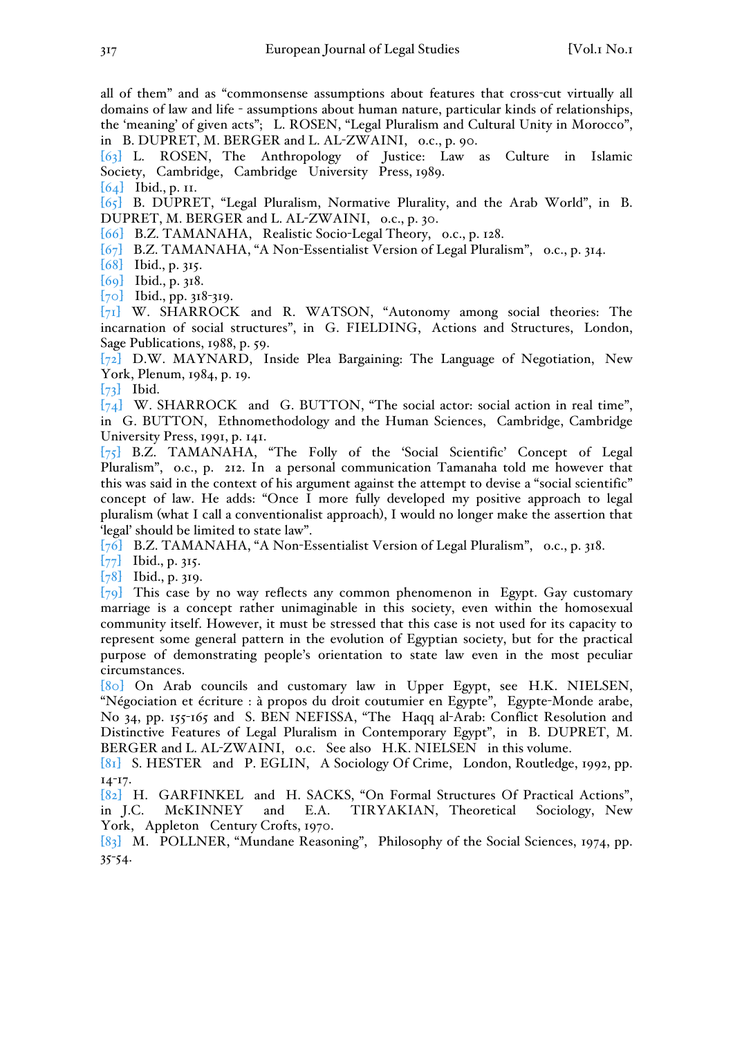all of them" and as "commonsense assumptions about features that cross-cut virtually all domains of law and life - assumptions about human nature, particular kinds of relationships, the 'meaning' of given acts"; L. ROSEN, "Legal Pluralism and Cultural Unity in Morocco", in B. DUPRET, M. BERGER and L. AL-ZWAINI, o.c., p. 90.

[63] L. ROSEN, The Anthropology of Justice: Law as Culture in Islamic Society, Cambridge, Cambridge University Press, 1989.

[64] Ibid., p. 11.

[65] B. DUPRET, "Legal Pluralism, Normative Plurality, and the Arab World", in B. DUPRET, M. BERGER and L. AL-ZWAINI, o.c., p. 30.

[66] B.Z. TAMANAHA, Realistic Socio-Legal Theory, o.c., p. 128.

[67] B.Z. TAMANAHA, "A Non-Essentialist Version of Legal Pluralism", o.c., p. 314.

[68] Ibid., p. 315.

[69] Ibid., p. 318.

[70] Ibid., pp. 318-319.

[71] W. SHARROCK and R. WATSON, "Autonomy among social theories: The incarnation of social structures", in G. FIELDING, Actions and Structures, London, Sage Publications, 1988, p. 59.

[72] D.W. MAYNARD, Inside Plea Bargaining: The Language of Negotiation, New York, Plenum, 1984, p. 19.

[73] Ibid.

[74] W. SHARROCK and G. BUTTON, "The social actor: social action in real time", in G. BUTTON, Ethnomethodology and the Human Sciences, Cambridge, Cambridge University Press, 1991, p. 141.

[75] B.Z. TAMANAHA, "The Folly of the 'Social Scientific' Concept of Legal Pluralism", o.c., p. 212. In a personal communication Tamanaha told me however that this was said in the context of his argument against the attempt to devise a "social scientific" concept of law. He adds: "Once I more fully developed my positive approach to legal pluralism (what I call a conventionalist approach), I would no longer make the assertion that 'legal' should be limited to state law".

[76] B.Z. TAMANAHA, "A Non-Essentialist Version of Legal Pluralism", o.c., p. 318.

[77] Ibid., p. 315.

[78] Ibid., p. 319.

[79] This case by no way reflects any common phenomenon in Egypt. Gay customary marriage is a concept rather unimaginable in this society, even within the homosexual community itself. However, it must be stressed that this case is not used for its capacity to represent some general pattern in the evolution of Egyptian society, but for the practical purpose of demonstrating people's orientation to state law even in the most peculiar circumstances.

[80] On Arab councils and customary law in Upper Egypt, see H.K. NIELSEN, "Négociation et écriture : à propos du droit coutumier en Egypte", Egypte-Monde arabe, No 34, pp. 155-165 and S. BEN NEFISSA, "The Haqq al-Arab: Conflict Resolution and Distinctive Features of Legal Pluralism in Contemporary Egypt", in B. DUPRET, M. BERGER and L. AL-ZWAINI, o.c. See also H.K. NIELSEN in this volume.

[81] S. HESTER and P. EGLIN, A Sociology Of Crime, London, Routledge, 1992, pp. 14-17.

[82] H. GARFINKEL and H. SACKS, "On Formal Structures Of Practical Actions", in J.C. McKINNEY and E.A. TIRYAKIAN, Theoretical Sociology, New York, Appleton Century Crofts, 1970.

[83] M. POLLNER, "Mundane Reasoning", Philosophy of the Social Sciences, 1974, pp. 35-54.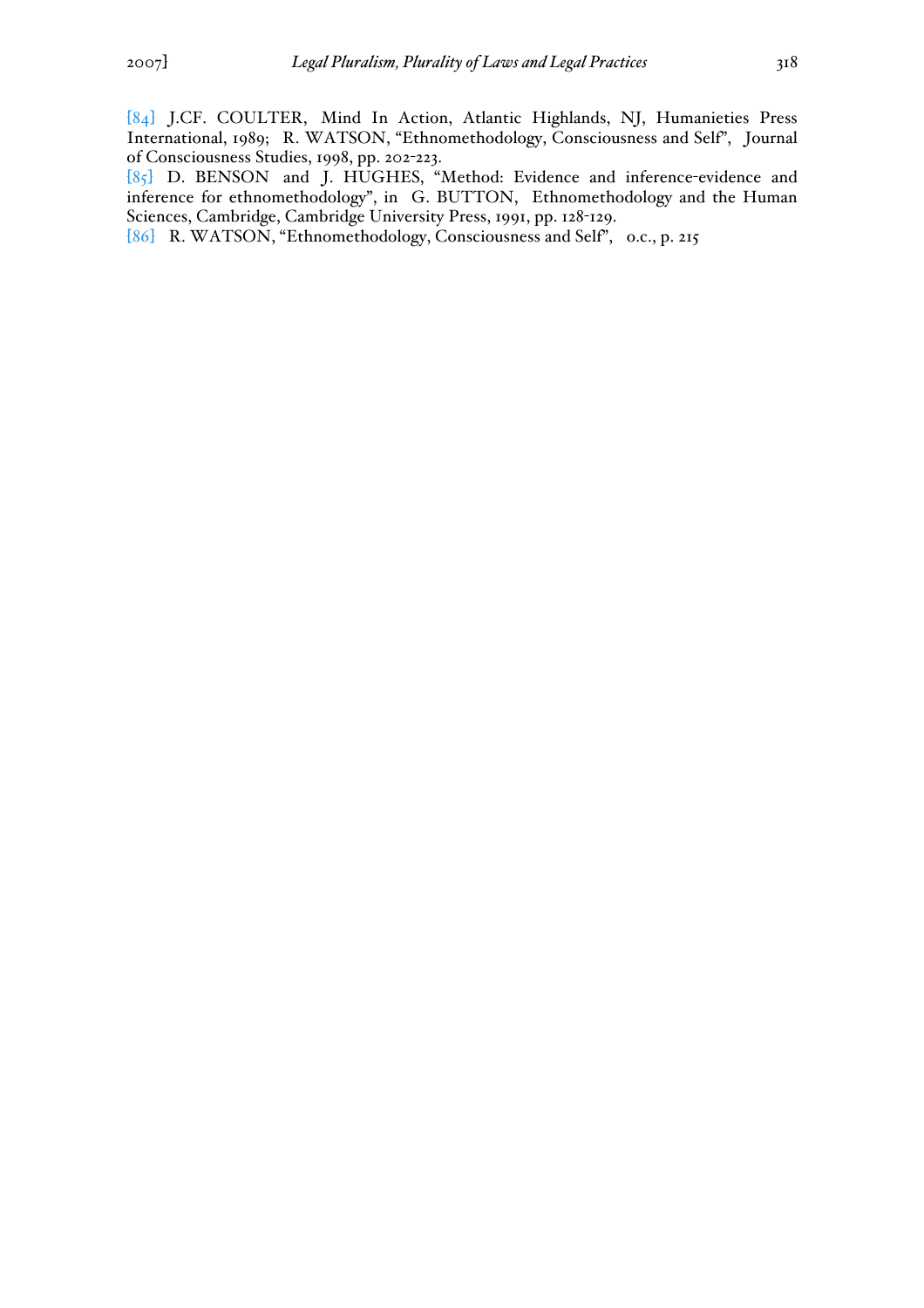[84] J.CF. COULTER, Mind In Action, Atlantic Highlands, NJ, Humanieties Press International, 1989; R. WATSON, "Ethnomethodology, Consciousness and Self", Journal of Consciousness Studies, 1998, pp. 202-223.

[85] D. BENSON and J. HUGHES, "Method: Evidence and inference-evidence and inference for ethnomethodology", in G. BUTTON, Ethnomethodology and the Human Sciences, Cambridge, Cambridge University Press, 1991, pp. 128-129.

[86] R. WATSON, "Ethnomethodology, Consciousness and Self", o.c., p. 215